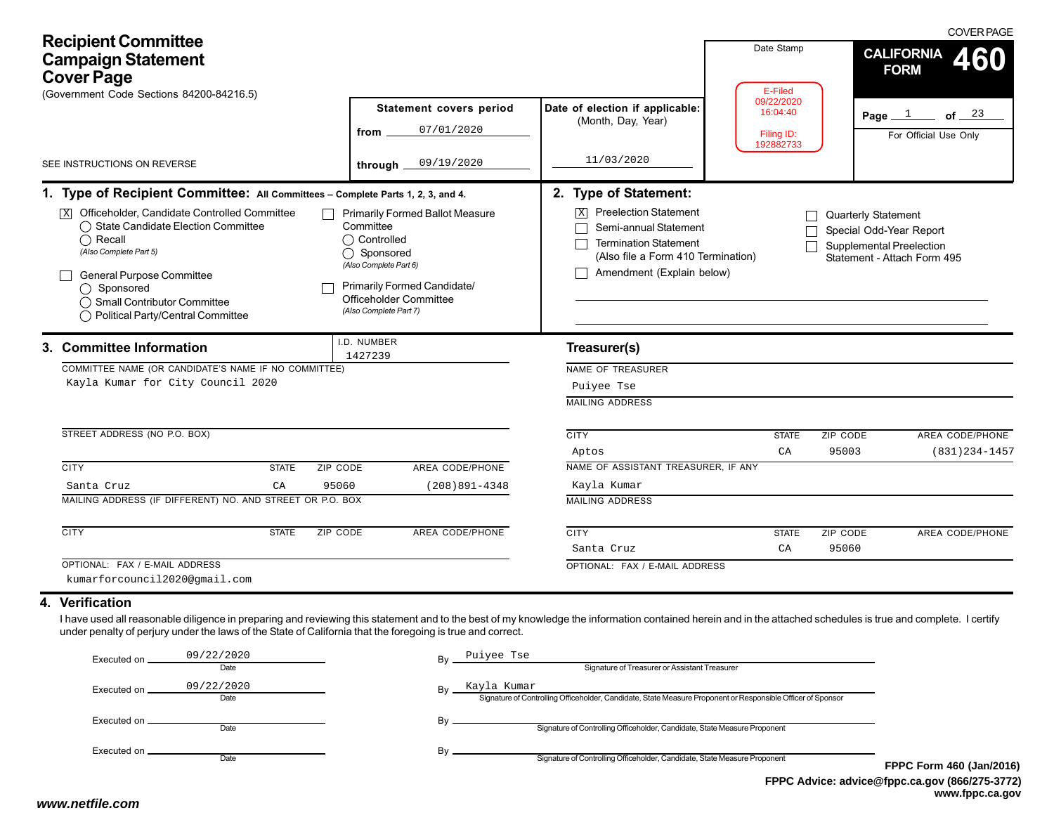COVER PAGE

# Recipient Committee Campaign Statement Cover Page

(Government Code Sections 84200-84216.5)

SEE INSTRUCTIONS ON REVERSE

**CALIFORNIA FORM 460**

Page 1 of 23

For Official Use Only

Date Stamp

E-Filed
09/22/2020
16:04:40
Filing ID:
192882733

| Statement covers period | |
|---|---|
| from | 07/01/2020 |
| through | 09/19/2020 |

**Date of election if applicable:** (Month, Day, Year) 11/03/2020

## 1. Type of Recipient Committee: All Committees – Complete Parts 1, 2, 3, and 4.

- [X] Officeholder, Candidate Controlled Committee
  - ◯ State Candidate Election Committee
  - ◯ Recall
  - *(Also Complete Part 5)*
- [ ] General Purpose Committee
  - ◯ Sponsored
  - ◯ Small Contributor Committee
  - ◯ Political Party/Central Committee
- [ ] Primarily Formed Ballot Measure Committee
  - ◯ Controlled
  - ◯ Sponsored
  - *(Also Complete Part 6)*
- [ ] Primarily Formed Candidate/ Officeholder Committee
  - *(Also Complete Part 7)*

## 2. Type of Statement:

- [X] Preelection Statement
- [ ] Semi-annual Statement
- [ ] Termination Statement (Also file a Form 410 Termination)
- [ ] Amendment (Explain below)
- [ ] Quarterly Statement
- [ ] Special Odd-Year Report
- [ ] Supplemental Preelection Statement - Attach Form 495

## 3. Committee Information

I.D. NUMBER: 1427239

COMMITTEE NAME (OR CANDIDATE'S NAME IF NO COMMITTEE): Kayla Kumar for City Council 2020

STREET ADDRESS (NO P.O. BOX):

| CITY | STATE | ZIP CODE | AREA CODE/PHONE |
|---|---|---|---|
| Santa Cruz | CA | 95060 | (208)891-4348 |

MAILING ADDRESS (IF DIFFERENT) NO. AND STREET OR P.O. BOX:

| CITY | STATE | ZIP CODE | AREA CODE/PHONE |
|---|---|---|---|
| | | | |

OPTIONAL: FAX / E-MAIL ADDRESS: kumarforcouncil2020@gmail.com

### Treasurer(s)

NAME OF TREASURER: Puiyee Tse

MAILING ADDRESS:

| CITY | STATE | ZIP CODE | AREA CODE/PHONE |
|---|---|---|---|
| Aptos | CA | 95003 | (831)234-1457 |

NAME OF ASSISTANT TREASURER, IF ANY: Kayla Kumar

MAILING ADDRESS:

| CITY | STATE | ZIP CODE | AREA CODE/PHONE |
|---|---|---|---|
| Santa Cruz | CA | 95060 | |

OPTIONAL: FAX / E-MAIL ADDRESS:

## 4. Verification

I have used all reasonable diligence in preparing and reviewing this statement and to the best of my knowledge the information contained herein and in the attached schedules is true and complete. I certify under penalty of perjury under the laws of the State of California that the foregoing is true and correct.

| Executed on (Date) | By |
|---|---|
| 09/22/2020 | Puiyee Tse — Signature of Treasurer or Assistant Treasurer |
| 09/22/2020 | Kayla Kumar — Signature of Controlling Officeholder, Candidate, State Measure Proponent or Responsible Officer of Sponsor |
| | Signature of Controlling Officeholder, Candidate, State Measure Proponent |
| | Signature of Controlling Officeholder, Candidate, State Measure Proponent |

**FPPC Form 460 (Jan/2016)**
**FPPC Advice: advice@fppc.ca.gov (866/275-3772)**
**www.fppc.ca.gov**

**www.netfile.com**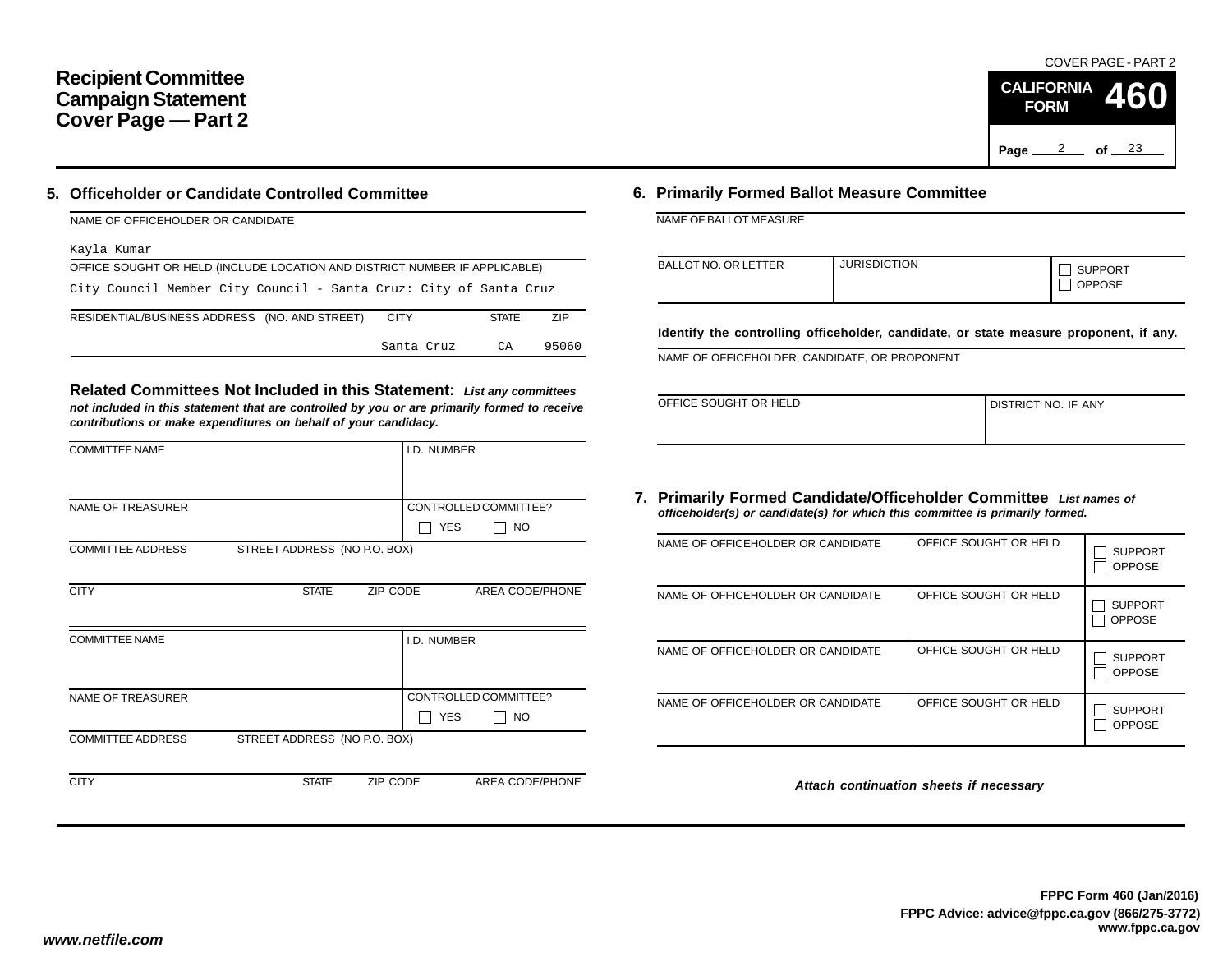# Recipient Committee Campaign Statement Cover Page — Part 2

COVER PAGE - PART 2

**CALIFORNIA FORM 460**

## 5. Officeholder or Candidate Controlled Committee

NAME OF OFFICEHOLDER OR CANDIDATE

Kayla Kumar

OFFICE SOUGHT OR HELD (INCLUDE LOCATION AND DISTRICT NUMBER IF APPLICABLE)

City Council Member City Council - Santa Cruz: City of Santa Cruz

| RESIDENTIAL/BUSINESS ADDRESS (NO. AND STREET) | CITY | STATE | ZIP |
|---|---|---|---|
| | Santa Cruz | CA | 95060 |

### Related Committees Not Included in this Statement:

*List any committees not included in this statement that are controlled by you or are primarily formed to receive contributions or make expenditures on behalf of your candidacy.*

| COMMITTEE NAME | | | I.D. NUMBER |
|---|---|---|---|
| NAME OF TREASURER | | | CONTROLLED COMMITTEE? ☐ YES ☐ NO |
| COMMITTEE ADDRESS | STREET ADDRESS (NO P.O. BOX) | | |
| CITY | STATE | ZIP CODE | AREA CODE/PHONE |

| COMMITTEE NAME | | | I.D. NUMBER |
|---|---|---|---|
| NAME OF TREASURER | | | CONTROLLED COMMITTEE? ☐ YES ☐ NO |
| COMMITTEE ADDRESS | STREET ADDRESS (NO P.O. BOX) | | |
| CITY | STATE | ZIP CODE | AREA CODE/PHONE |

## 6. Primarily Formed Ballot Measure Committee

NAME OF BALLOT MEASURE

| BALLOT NO. OR LETTER | JURISDICTION | ☐ SUPPORT ☐ OPPOSE |
|---|---|---|

**Identify the controlling officeholder, candidate, or state measure proponent, if any.**

NAME OF OFFICEHOLDER, CANDIDATE, OR PROPONENT

| OFFICE SOUGHT OR HELD | DISTRICT NO. IF ANY |
|---|---|

## 7. Primarily Formed Candidate/Officeholder Committee

*List names of officeholder(s) or candidate(s) for which this committee is primarily formed.*

| NAME OF OFFICEHOLDER OR CANDIDATE | OFFICE SOUGHT OR HELD | |
|---|---|---|
| | | ☐ SUPPORT ☐ OPPOSE |
| NAME OF OFFICEHOLDER OR CANDIDATE | OFFICE SOUGHT OR HELD | ☐ SUPPORT ☐ OPPOSE |
| NAME OF OFFICEHOLDER OR CANDIDATE | OFFICE SOUGHT OR HELD | ☐ SUPPORT ☐ OPPOSE |
| NAME OF OFFICEHOLDER OR CANDIDATE | OFFICE SOUGHT OR HELD | ☐ SUPPORT ☐ OPPOSE |

*Attach continuation sheets if necessary*

**FPPC Form 460 (Jan/2016)**
**FPPC Advice: advice@fppc.ca.gov (866/275-3772)**
**www.fppc.ca.gov**

*www.netfile.com*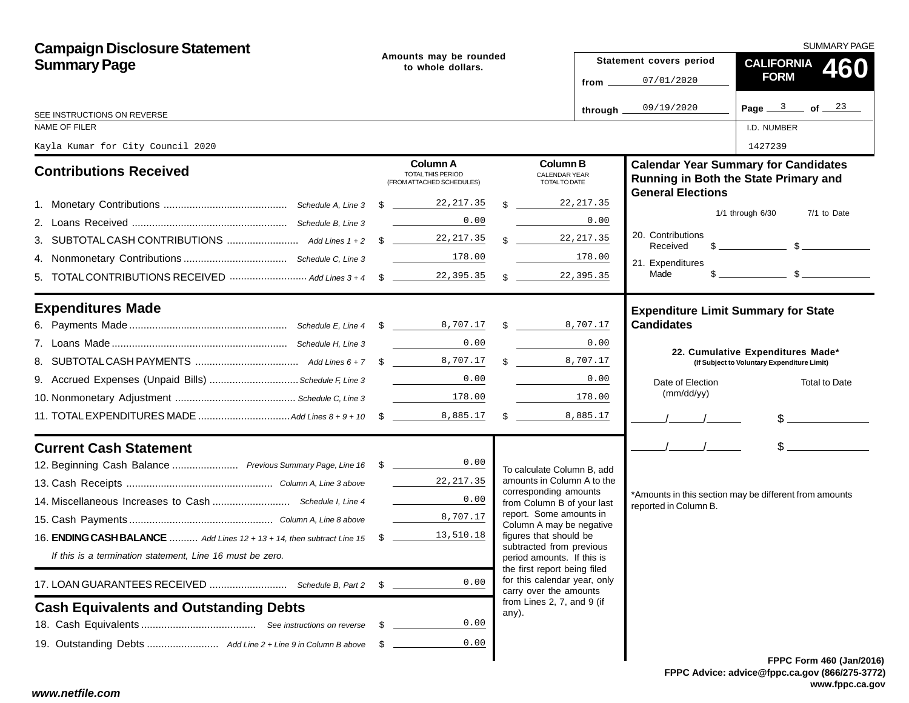# Campaign Disclosure Statement Summary Page

Amounts may be rounded to whole dollars.

Statement covers period from 07/01/2020 through 09/19/2020

SUMMARY PAGE

**CALIFORNIA FORM 460**

SEE INSTRUCTIONS ON REVERSE

| NAME OF FILER | I.D. NUMBER |
|---|---|
| Kayla Kumar for City Council 2020 | 1427239 |

## Contributions Received

| | | Column A TOTAL THIS PERIOD (FROM ATTACHED SCHEDULES) | Column B CALENDAR YEAR TOTAL TO DATE |
|---|---|---|---|
| 1. Monetary Contributions | Schedule A, Line 3 | $ 22,217.35 | $ 22,217.35 |
| 2. Loans Received | Schedule B, Line 3 | 0.00 | 0.00 |
| 3. SUBTOTAL CASH CONTRIBUTIONS | Add Lines 1 + 2 | $ 22,217.35 | $ 22,217.35 |
| 4. Nonmonetary Contributions | Schedule C, Line 3 | 178.00 | 178.00 |
| 5. TOTAL CONTRIBUTIONS RECEIVED | Add Lines 3 + 4 | $ 22,395.35 | $ 22,395.35 |

## Expenditures Made

| | | Column A | Column B |
|---|---|---|---|
| 6. Payments Made | Schedule E, Line 4 | $ 8,707.17 | $ 8,707.17 |
| 7. Loans Made | Schedule H, Line 3 | 0.00 | 0.00 |
| 8. SUBTOTAL CASH PAYMENTS | Add Lines 6 + 7 | $ 8,707.17 | $ 8,707.17 |
| 9. Accrued Expenses (Unpaid Bills) | Schedule F, Line 3 | 0.00 | 0.00 |
| 10. Nonmonetary Adjustment | Schedule C, Line 3 | 178.00 | 178.00 |
| 11. TOTAL EXPENDITURES MADE | Add Lines 8 + 9 + 10 | $ 8,885.17 | $ 8,885.17 |

## Current Cash Statement

| | | |
|---|---|---|
| 12. Beginning Cash Balance | Previous Summary Page, Line 16 | $ 0.00 |
| 13. Cash Receipts | Column A, Line 3 above | 22,217.35 |
| 14. Miscellaneous Increases to Cash | Schedule I, Line 4 | 0.00 |
| 15. Cash Payments | Column A, Line 8 above | 8,707.17 |
| 16. **ENDING CASH BALANCE** | Add Lines 12 + 13 + 14, then subtract Line 15 | $ 13,510.18 |

*If this is a termination statement, Line 16 must be zero.*

| | | |
|---|---|---|
| 17. LOAN GUARANTEES RECEIVED | Schedule B, Part 2 | $ 0.00 |

To calculate Column B, add amounts in Column A to the corresponding amounts from Column B of your last report. Some amounts in Column A may be negative figures that should be subtracted from previous period amounts. If this is the first report being filed for this calendar year, only carry over the amounts from Lines 2, 7, and 9 (if any).

## Cash Equivalents and Outstanding Debts

| | | |
|---|---|---|
| 18. Cash Equivalents | See instructions on reverse | $ 0.00 |
| 19. Outstanding Debts | Add Line 2 + Line 9 in Column B above | $ 0.00 |

## Calendar Year Summary for Candidates Running in Both the State Primary and General Elections

| | 1/1 through 6/30 | 7/1 to Date |
|---|---|---|
| 20. Contributions Received | $ | $ |
| 21. Expenditures Made | $ | $ |

## Expenditure Limit Summary for State Candidates

**22. Cumulative Expenditures Made*** (If Subject to Voluntary Expenditure Limit)

| Date of Election (mm/dd/yy) | Total to Date |
|---|---|
| / / | $ |
| / / | $ |

*Amounts in this section may be different from amounts reported in Column B.

FPPC Form 460 (Jan/2016)
FPPC Advice: advice@fppc.ca.gov (866/275-3772)
www.fppc.ca.gov

www.netfile.com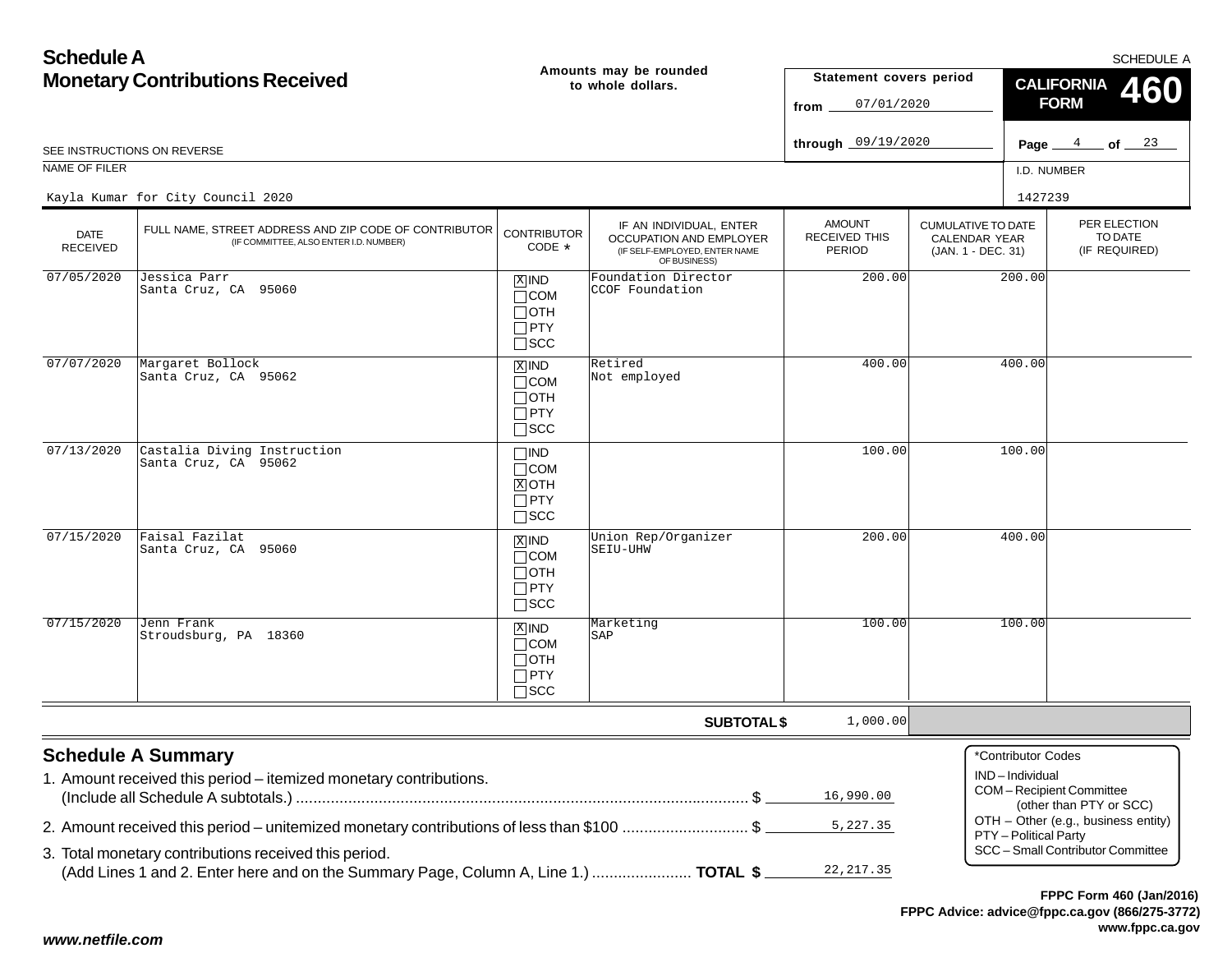# Schedule A
## Monetary Contributions Received

Amounts may be rounded to whole dollars.

SCHEDULE A

**CALIFORNIA FORM 460**

Statement covers period
from 07/01/2020
through 09/19/2020

SEE INSTRUCTIONS ON REVERSE

NAME OF FILER: Kayla Kumar for City Council 2020

I.D. NUMBER: 1427239

| DATE RECEIVED | FULL NAME, STREET ADDRESS AND ZIP CODE OF CONTRIBUTOR (IF COMMITTEE, ALSO ENTER I.D. NUMBER) | CONTRIBUTOR CODE * | IF AN INDIVIDUAL, ENTER OCCUPATION AND EMPLOYER (IF SELF-EMPLOYED, ENTER NAME OF BUSINESS) | AMOUNT RECEIVED THIS PERIOD | CUMULATIVE TO DATE CALENDAR YEAR (JAN. 1 - DEC. 31) | PER ELECTION TO DATE (IF REQUIRED) |
|---|---|---|---|---|---|---|
| 07/05/2020 | Jessica Parr<br>Santa Cruz, CA 95060 | [X] IND | Foundation Director<br>CCOF Foundation | 200.00 | 200.00 | |
| 07/07/2020 | Margaret Bollock<br>Santa Cruz, CA 95062 | [X] IND | Retired<br>Not employed | 400.00 | 400.00 | |
| 07/13/2020 | Castalia Diving Instruction<br>Santa Cruz, CA 95062 | [X] OTH | | 100.00 | 100.00 | |
| 07/15/2020 | Faisal Fazilat<br>Santa Cruz, CA 95060 | [X] IND | Union Rep/Organizer<br>SEIU-UHW | 200.00 | 400.00 | |
| 07/15/2020 | Jenn Frank<br>Stroudsburg, PA 18360 | [X] IND | Marketing<br>SAP | 100.00 | 100.00 | |
| | | | **SUBTOTAL $** | 1,000.00 | | |

## Schedule A Summary

1. Amount received this period – itemized monetary contributions. (Include all Schedule A subtotals.) ........ $ 16,990.00
2. Amount received this period – unitemized monetary contributions of less than $100 ........ $ 5,227.35
3. Total monetary contributions received this period. (Add Lines 1 and 2. Enter here and on the Summary Page, Column A, Line 1.) ........ **TOTAL $** 22,217.35

*Contributor Codes
- IND – Individual
- COM – Recipient Committee (other than PTY or SCC)
- OTH – Other (e.g., business entity)
- PTY – Political Party
- SCC – Small Contributor Committee

**FPPC Form 460 (Jan/2016)**
**FPPC Advice: advice@fppc.ca.gov (866/275-3772)**
**www.fppc.ca.gov**

*www.netfile.com*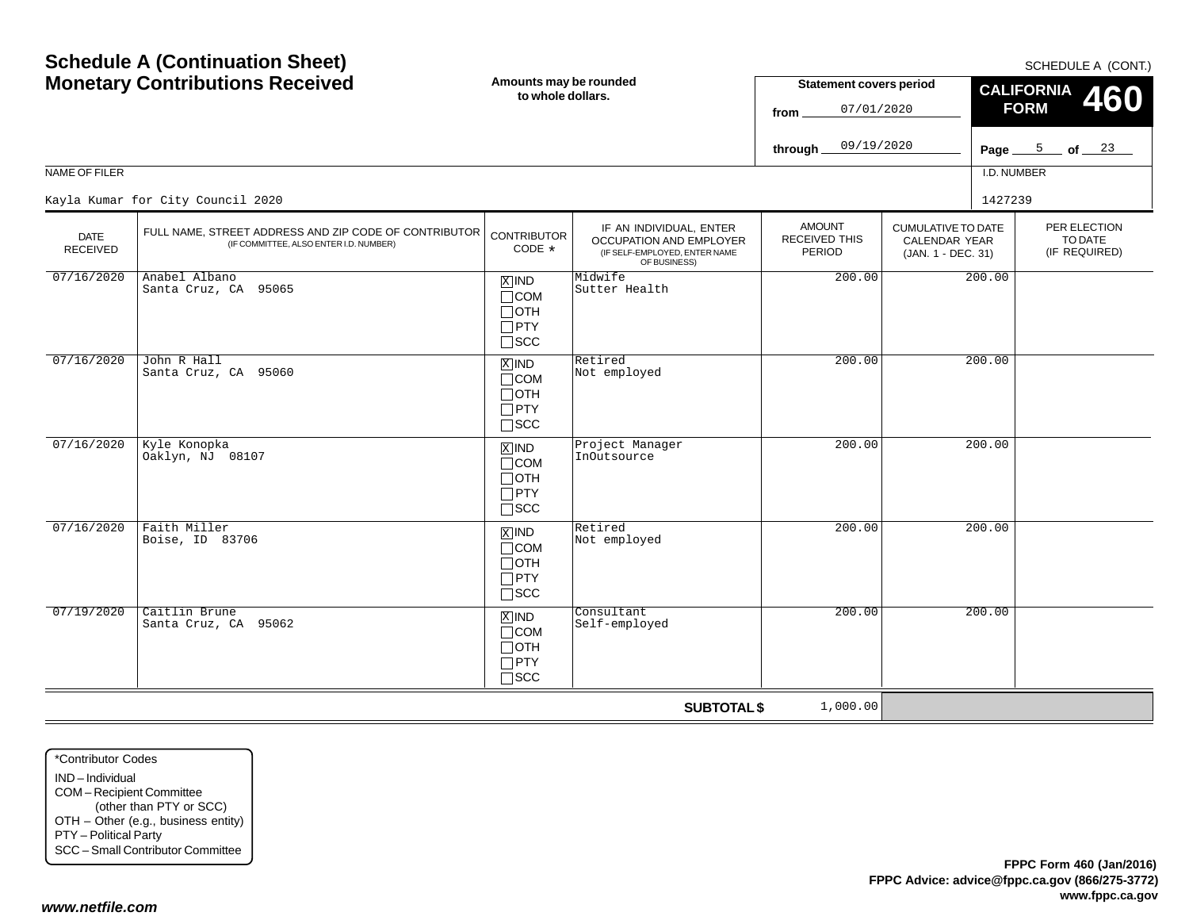# Schedule A (Continuation Sheet)
# Monetary Contributions Received

SCHEDULE A (CONT.)

**Amounts may be rounded to whole dollars.**

**Statement covers period**
from 07/01/2020
through 09/19/2020

**CALIFORNIA FORM 460**

Page 5 of 23

NAME OF FILER: Kayla Kumar for City Council 2020

I.D. NUMBER: 1427239

| DATE RECEIVED | FULL NAME, STREET ADDRESS AND ZIP CODE OF CONTRIBUTOR (IF COMMITTEE, ALSO ENTER I.D. NUMBER) | CONTRIBUTOR CODE * | IF AN INDIVIDUAL, ENTER OCCUPATION AND EMPLOYER (IF SELF-EMPLOYED, ENTER NAME OF BUSINESS) | AMOUNT RECEIVED THIS PERIOD | CUMULATIVE TO DATE CALENDAR YEAR (JAN. 1 - DEC. 31) | PER ELECTION TO DATE (IF REQUIRED) |
|---|---|---|---|---|---|---|
| 07/16/2020 | Anabel Albano<br>Santa Cruz, CA 95065 | [X] IND<br>[ ] COM<br>[ ] OTH<br>[ ] PTY<br>[ ] SCC | Midwife<br>Sutter Health | 200.00 | 200.00 | |
| 07/16/2020 | John R Hall<br>Santa Cruz, CA 95060 | [X] IND<br>[ ] COM<br>[ ] OTH<br>[ ] PTY<br>[ ] SCC | Retired<br>Not employed | 200.00 | 200.00 | |
| 07/16/2020 | Kyle Konopka<br>Oaklyn, NJ 08107 | [X] IND<br>[ ] COM<br>[ ] OTH<br>[ ] PTY<br>[ ] SCC | Project Manager<br>InOutsource | 200.00 | 200.00 | |
| 07/16/2020 | Faith Miller<br>Boise, ID 83706 | [X] IND<br>[ ] COM<br>[ ] OTH<br>[ ] PTY<br>[ ] SCC | Retired<br>Not employed | 200.00 | 200.00 | |
| 07/19/2020 | Caitlin Brune<br>Santa Cruz, CA 95062 | [X] IND<br>[ ] COM<br>[ ] OTH<br>[ ] PTY<br>[ ] SCC | Consultant<br>Self-employed | 200.00 | 200.00 | |
| | | | **SUBTOTAL $** | 1,000.00 | | |

*Contributor Codes
- IND – Individual
- COM – Recipient Committee (other than PTY or SCC)
- OTH – Other (e.g., business entity)
- PTY – Political Party
- SCC – Small Contributor Committee

**FPPC Form 460 (Jan/2016)**
**FPPC Advice: advice@fppc.ca.gov (866/275-3772)**
**www.fppc.ca.gov**

***www.netfile.com***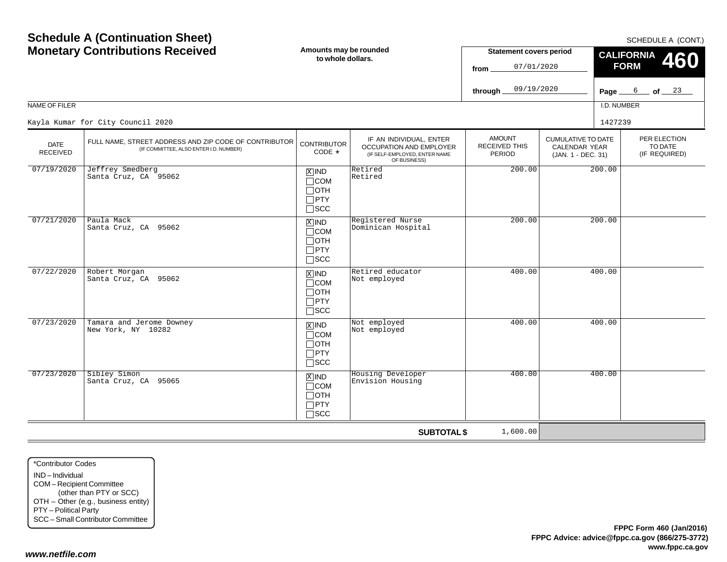# Schedule A (Continuation Sheet)
# Monetary Contributions Received

SCHEDULE A (CONT.)

**Amounts may be rounded to whole dollars.**

**Statement covers period**
from 07/01/2020
through 09/19/2020

**CALIFORNIA FORM 460**

Page 6 of 23

NAME OF FILER: Kayla Kumar for City Council 2020

I.D. NUMBER: 1427239

| DATE RECEIVED | FULL NAME, STREET ADDRESS AND ZIP CODE OF CONTRIBUTOR (IF COMMITTEE, ALSO ENTER I.D. NUMBER) | CONTRIBUTOR CODE * | IF AN INDIVIDUAL, ENTER OCCUPATION AND EMPLOYER (IF SELF-EMPLOYED, ENTER NAME OF BUSINESS) | AMOUNT RECEIVED THIS PERIOD | CUMULATIVE TO DATE CALENDAR YEAR (JAN. 1 - DEC. 31) | PER ELECTION TO DATE (IF REQUIRED) |
|---|---|---|---|---|---|---|
| 07/19/2020 | Jeffrey Smedberg<br>Santa Cruz, CA 95062 | [X] IND<br>[ ] COM<br>[ ] OTH<br>[ ] PTY<br>[ ] SCC | Retired<br>Retired | 200.00 | 200.00 | |
| 07/21/2020 | Paula Mack<br>Santa Cruz, CA 95062 | [X] IND<br>[ ] COM<br>[ ] OTH<br>[ ] PTY<br>[ ] SCC | Registered Nurse<br>Dominican Hospital | 200.00 | 200.00 | |
| 07/22/2020 | Robert Morgan<br>Santa Cruz, CA 95062 | [X] IND<br>[ ] COM<br>[ ] OTH<br>[ ] PTY<br>[ ] SCC | Retired educator<br>Not employed | 400.00 | 400.00 | |
| 07/23/2020 | Tamara and Jerome Downey<br>New York, NY 10282 | [X] IND<br>[ ] COM<br>[ ] OTH<br>[ ] PTY<br>[ ] SCC | Not employed<br>Not employed | 400.00 | 400.00 | |
| 07/23/2020 | Sibley Simon<br>Santa Cruz, CA 95065 | [X] IND<br>[ ] COM<br>[ ] OTH<br>[ ] PTY<br>[ ] SCC | Housing Developer<br>Envision Housing | 400.00 | 400.00 | |
| | | | **SUBTOTAL $** | 1,600.00 | | |

*Contributor Codes
- IND – Individual
- COM – Recipient Committee (other than PTY or SCC)
- OTH – Other (e.g., business entity)
- PTY – Political Party
- SCC – Small Contributor Committee

**FPPC Form 460 (Jan/2016)**
**FPPC Advice: advice@fppc.ca.gov (866/275-3772)**
**www.fppc.ca.gov**

***www.netfile.com***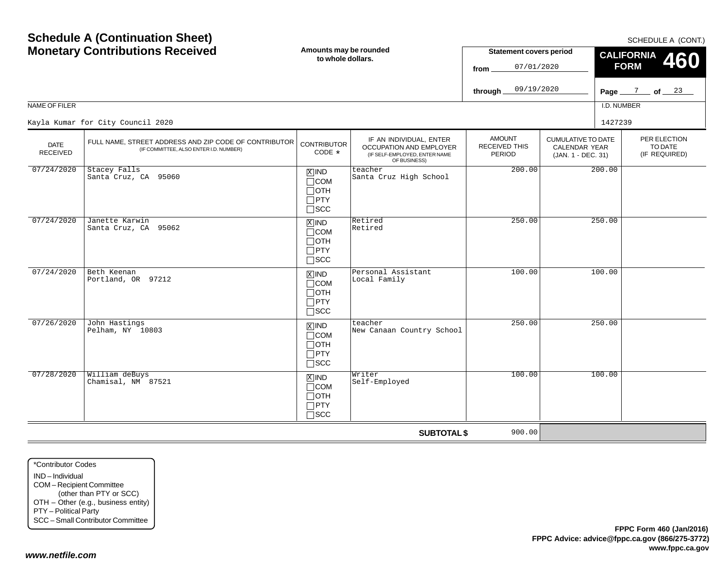# Schedule A (Continuation Sheet)
# Monetary Contributions Received

**Amounts may be rounded to whole dollars.**

SCHEDULE A (CONT.)

**CALIFORNIA FORM 460**

**Statement covers period**
from 07/01/2020
through 09/19/2020

NAME OF FILER: Kayla Kumar for City Council 2020

I.D. NUMBER: 1427239

| DATE RECEIVED | FULL NAME, STREET ADDRESS AND ZIP CODE OF CONTRIBUTOR (IF COMMITTEE, ALSO ENTER I.D. NUMBER) | CONTRIBUTOR CODE * | IF AN INDIVIDUAL, ENTER OCCUPATION AND EMPLOYER (IF SELF-EMPLOYED, ENTER NAME OF BUSINESS) | AMOUNT RECEIVED THIS PERIOD | CUMULATIVE TO DATE CALENDAR YEAR (JAN. 1 - DEC. 31) | PER ELECTION TO DATE (IF REQUIRED) |
|---|---|---|---|---|---|---|
| 07/24/2020 | Stacey Falls<br>Santa Cruz, CA 95060 | [X] IND [ ] COM [ ] OTH [ ] PTY [ ] SCC | teacher<br>Santa Cruz High School | 200.00 | 200.00 | |
| 07/24/2020 | Janette Karwin<br>Santa Cruz, CA 95062 | [X] IND [ ] COM [ ] OTH [ ] PTY [ ] SCC | Retired<br>Retired | 250.00 | 250.00 | |
| 07/24/2020 | Beth Keenan<br>Portland, OR 97212 | [X] IND [ ] COM [ ] OTH [ ] PTY [ ] SCC | Personal Assistant<br>Local Family | 100.00 | 100.00 | |
| 07/26/2020 | John Hastings<br>Pelham, NY 10803 | [X] IND [ ] COM [ ] OTH [ ] PTY [ ] SCC | teacher<br>New Canaan Country School | 250.00 | 250.00 | |
| 07/28/2020 | William deBuys<br>Chamisal, NM 87521 | [X] IND [ ] COM [ ] OTH [ ] PTY [ ] SCC | Writer<br>Self-Employed | 100.00 | 100.00 | |
| | | | **SUBTOTAL $** | 900.00 | | |

*Contributor Codes
- IND – Individual
- COM – Recipient Committee (other than PTY or SCC)
- OTH – Other (e.g., business entity)
- PTY – Political Party
- SCC – Small Contributor Committee

**FPPC Form 460 (Jan/2016)**
**FPPC Advice: advice@fppc.ca.gov (866/275-3772)**
**www.fppc.ca.gov**

***www.netfile.com***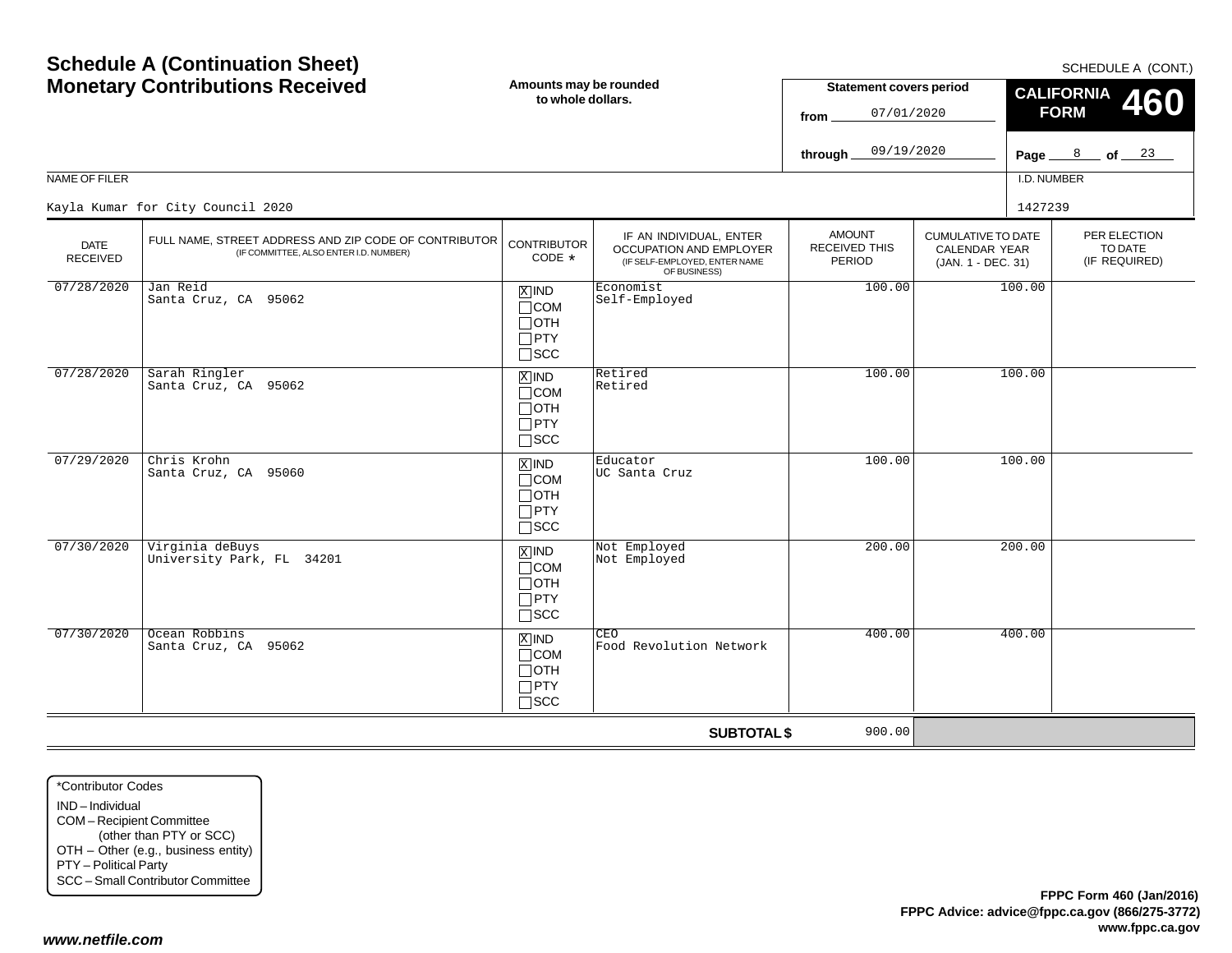# Schedule A (Continuation Sheet)
## Monetary Contributions Received

SCHEDULE A (CONT.)

**Amounts may be rounded to whole dollars.**

**Statement covers period**
from 07/01/2020
through 09/19/2020

**CALIFORNIA FORM 460**

Page 8 of 23

NAME OF FILER: Kayla Kumar for City Council 2020

I.D. NUMBER: 1427239

| DATE RECEIVED | FULL NAME, STREET ADDRESS AND ZIP CODE OF CONTRIBUTOR (IF COMMITTEE, ALSO ENTER I.D. NUMBER) | CONTRIBUTOR CODE * | IF AN INDIVIDUAL, ENTER OCCUPATION AND EMPLOYER (IF SELF-EMPLOYED, ENTER NAME OF BUSINESS) | AMOUNT RECEIVED THIS PERIOD | CUMULATIVE TO DATE CALENDAR YEAR (JAN. 1 - DEC. 31) | PER ELECTION TO DATE (IF REQUIRED) |
|---|---|---|---|---|---|---|
| 07/28/2020 | Jan Reid<br>Santa Cruz, CA 95062 | [X] IND<br>[ ] COM<br>[ ] OTH<br>[ ] PTY<br>[ ] SCC | Economist<br>Self-Employed | 100.00 | 100.00 | |
| 07/28/2020 | Sarah Ringler<br>Santa Cruz, CA 95062 | [X] IND<br>[ ] COM<br>[ ] OTH<br>[ ] PTY<br>[ ] SCC | Retired<br>Retired | 100.00 | 100.00 | |
| 07/29/2020 | Chris Krohn<br>Santa Cruz, CA 95060 | [X] IND<br>[ ] COM<br>[ ] OTH<br>[ ] PTY<br>[ ] SCC | Educator<br>UC Santa Cruz | 100.00 | 100.00 | |
| 07/30/2020 | Virginia deBuys<br>University Park, FL 34201 | [X] IND<br>[ ] COM<br>[ ] OTH<br>[ ] PTY<br>[ ] SCC | Not Employed<br>Not Employed | 200.00 | 200.00 | |
| 07/30/2020 | Ocean Robbins<br>Santa Cruz, CA 95062 | [X] IND<br>[ ] COM<br>[ ] OTH<br>[ ] PTY<br>[ ] SCC | CEO<br>Food Revolution Network | 400.00 | 400.00 | |
| | | | **SUBTOTAL $** | 900.00 | | |

*Contributor Codes
- IND – Individual
- COM – Recipient Committee (other than PTY or SCC)
- OTH – Other (e.g., business entity)
- PTY – Political Party
- SCC – Small Contributor Committee

**FPPC Form 460 (Jan/2016)**
**FPPC Advice: advice@fppc.ca.gov (866/275-3772)**
**www.fppc.ca.gov**

***www.netfile.com***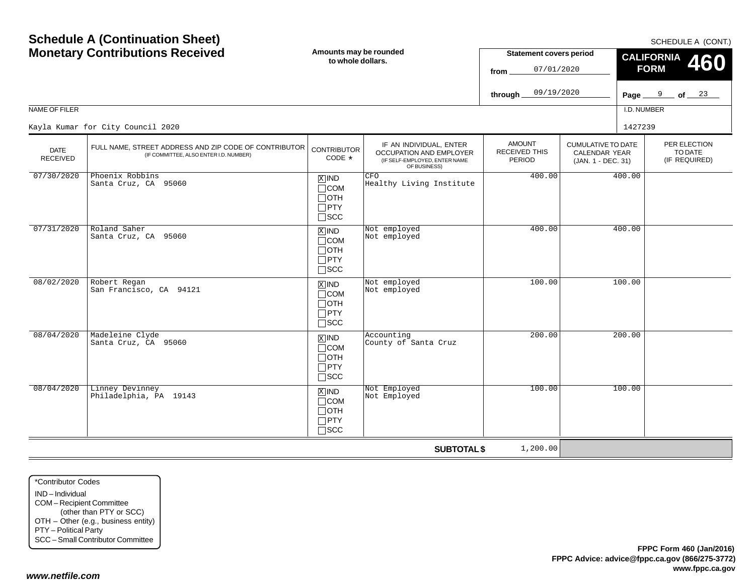# Schedule A (Continuation Sheet)
# Monetary Contributions Received

SCHEDULE A (CONT.)

**Amounts may be rounded to whole dollars.**

**Statement covers period**
from 07/01/2020
through 09/19/2020

**CALIFORNIA FORM 460**

NAME OF FILER: Kayla Kumar for City Council 2020

I.D. NUMBER: 1427239

| DATE RECEIVED | FULL NAME, STREET ADDRESS AND ZIP CODE OF CONTRIBUTOR (IF COMMITTEE, ALSO ENTER I.D. NUMBER) | CONTRIBUTOR CODE * | IF AN INDIVIDUAL, ENTER OCCUPATION AND EMPLOYER (IF SELF-EMPLOYED, ENTER NAME OF BUSINESS) | AMOUNT RECEIVED THIS PERIOD | CUMULATIVE TO DATE CALENDAR YEAR (JAN. 1 - DEC. 31) | PER ELECTION TO DATE (IF REQUIRED) |
|---|---|---|---|---|---|---|
| 07/30/2020 | Phoenix Robbins<br>Santa Cruz, CA 95060 | [X] IND [ ] COM [ ] OTH [ ] PTY [ ] SCC | CFO<br>Healthy Living Institute | 400.00 | 400.00 | |
| 07/31/2020 | Roland Saher<br>Santa Cruz, CA 95060 | [X] IND [ ] COM [ ] OTH [ ] PTY [ ] SCC | Not employed<br>Not employed | 400.00 | 400.00 | |
| 08/02/2020 | Robert Regan<br>San Francisco, CA 94121 | [X] IND [ ] COM [ ] OTH [ ] PTY [ ] SCC | Not employed<br>Not employed | 100.00 | 100.00 | |
| 08/04/2020 | Madeleine Clyde<br>Santa Cruz, CA 95060 | [X] IND [ ] COM [ ] OTH [ ] PTY [ ] SCC | Accounting<br>County of Santa Cruz | 200.00 | 200.00 | |
| 08/04/2020 | Linney Devinney<br>Philadelphia, PA 19143 | [X] IND [ ] COM [ ] OTH [ ] PTY [ ] SCC | Not Employed<br>Not Employed | 100.00 | 100.00 | |
| | | | **SUBTOTAL $** | 1,200.00 | | |

*Contributor Codes
IND – Individual
COM – Recipient Committee (other than PTY or SCC)
OTH – Other (e.g., business entity)
PTY – Political Party
SCC – Small Contributor Committee

FPPC Form 460 (Jan/2016)
FPPC Advice: advice@fppc.ca.gov (866/275-3772)
www.fppc.ca.gov

www.netfile.com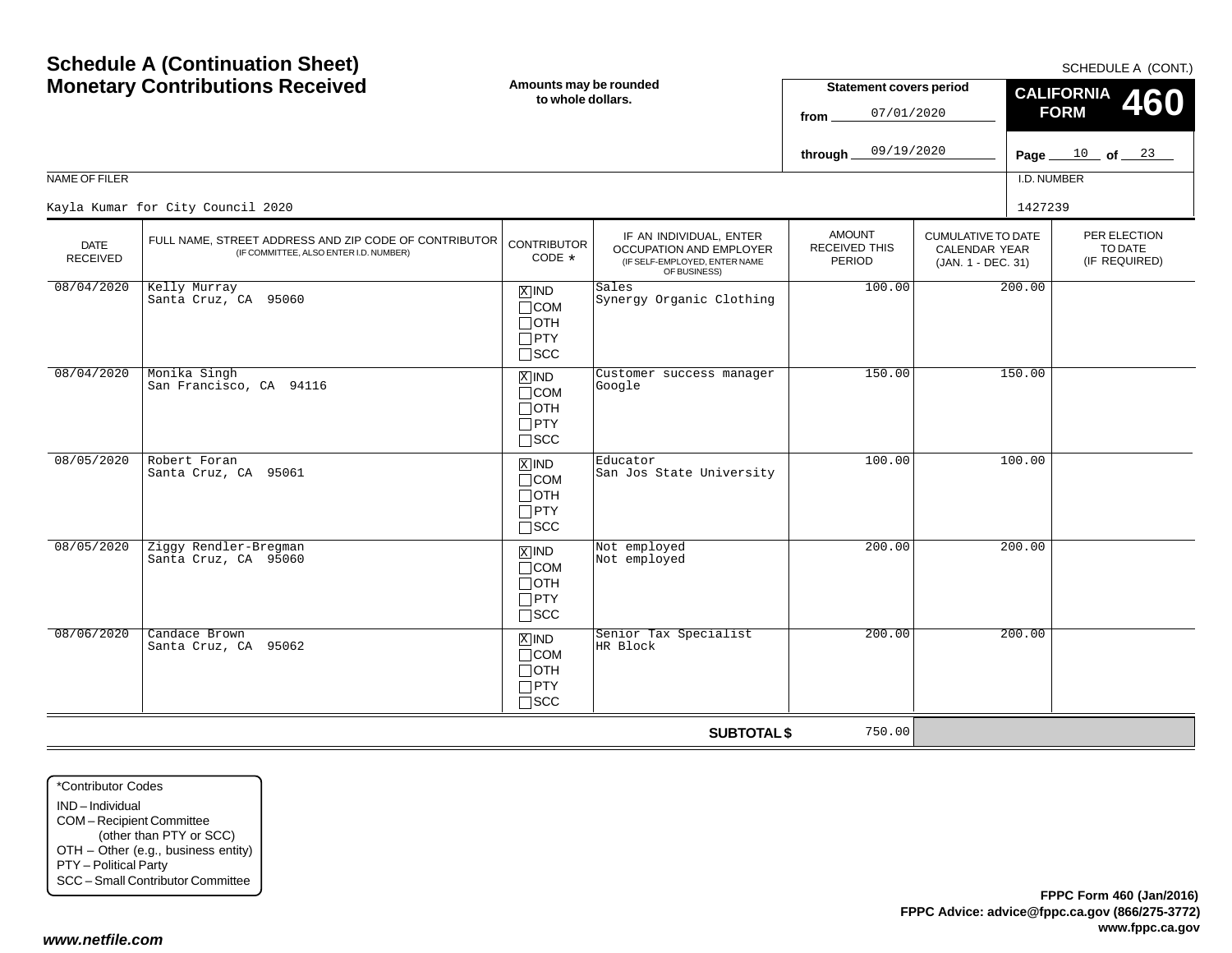# Schedule A (Continuation Sheet)
# Monetary Contributions Received

SCHEDULE A (CONT.)

**Amounts may be rounded to whole dollars.**

**Statement covers period**
from 07/01/2020
through 09/19/2020

**CALIFORNIA FORM 460**

Page 10 of 23

NAME OF FILER: Kayla Kumar for City Council 2020

I.D. NUMBER: 1427239

| DATE RECEIVED | FULL NAME, STREET ADDRESS AND ZIP CODE OF CONTRIBUTOR (IF COMMITTEE, ALSO ENTER I.D. NUMBER) | CONTRIBUTOR CODE * | IF AN INDIVIDUAL, ENTER OCCUPATION AND EMPLOYER (IF SELF-EMPLOYED, ENTER NAME OF BUSINESS) | AMOUNT RECEIVED THIS PERIOD | CUMULATIVE TO DATE CALENDAR YEAR (JAN. 1 - DEC. 31) | PER ELECTION TO DATE (IF REQUIRED) |
|---|---|---|---|---|---|---|
| 08/04/2020 | Kelly Murray<br>Santa Cruz, CA 95060 | [X] IND<br>[ ] COM<br>[ ] OTH<br>[ ] PTY<br>[ ] SCC | Sales<br>Synergy Organic Clothing | 100.00 | 200.00 | |
| 08/04/2020 | Monika Singh<br>San Francisco, CA 94116 | [X] IND<br>[ ] COM<br>[ ] OTH<br>[ ] PTY<br>[ ] SCC | Customer success manager<br>Google | 150.00 | 150.00 | |
| 08/05/2020 | Robert Foran<br>Santa Cruz, CA 95061 | [X] IND<br>[ ] COM<br>[ ] OTH<br>[ ] PTY<br>[ ] SCC | Educator<br>San Jos State University | 100.00 | 100.00 | |
| 08/05/2020 | Ziggy Rendler-Bregman<br>Santa Cruz, CA 95060 | [X] IND<br>[ ] COM<br>[ ] OTH<br>[ ] PTY<br>[ ] SCC | Not employed<br>Not employed | 200.00 | 200.00 | |
| 08/06/2020 | Candace Brown<br>Santa Cruz, CA 95062 | [X] IND<br>[ ] COM<br>[ ] OTH<br>[ ] PTY<br>[ ] SCC | Senior Tax Specialist<br>HR Block | 200.00 | 200.00 | |
| | | | **SUBTOTAL $** | 750.00 | | |

*Contributor Codes
- IND – Individual
- COM – Recipient Committee (other than PTY or SCC)
- OTH – Other (e.g., business entity)
- PTY – Political Party
- SCC – Small Contributor Committee

**FPPC Form 460 (Jan/2016)**
**FPPC Advice: advice@fppc.ca.gov (866/275-3772)**
**www.fppc.ca.gov**

***www.netfile.com***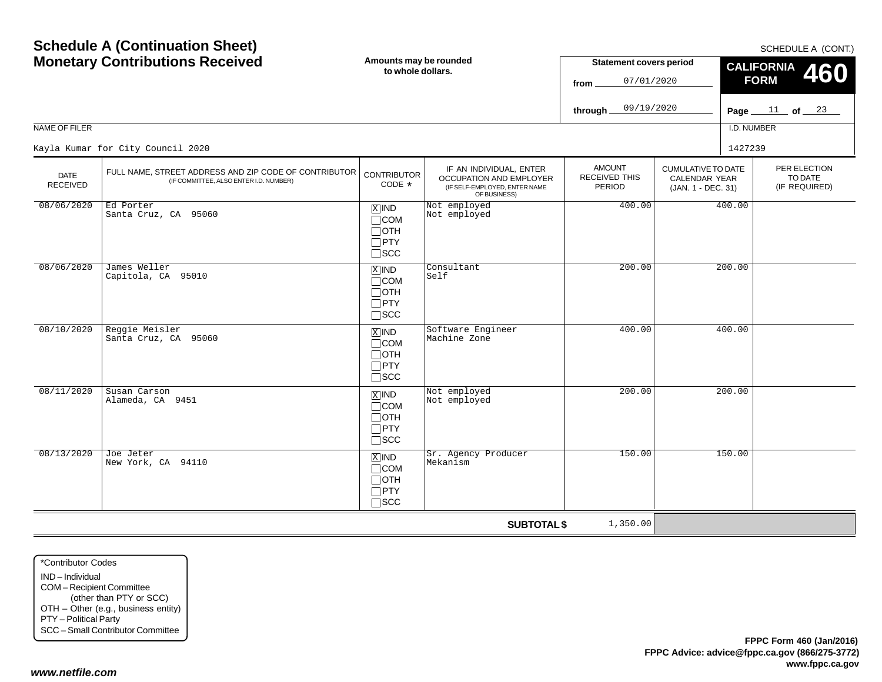# Schedule A (Continuation Sheet)
# Monetary Contributions Received

SCHEDULE A (CONT.)

**Amounts may be rounded to whole dollars.**

**Statement covers period**
from 07/01/2020
through 09/19/2020

**CALIFORNIA FORM 460**

NAME OF FILER: Kayla Kumar for City Council 2020

I.D. NUMBER: 1427239

| DATE RECEIVED | FULL NAME, STREET ADDRESS AND ZIP CODE OF CONTRIBUTOR (IF COMMITTEE, ALSO ENTER I.D. NUMBER) | CONTRIBUTOR CODE * | IF AN INDIVIDUAL, ENTER OCCUPATION AND EMPLOYER (IF SELF-EMPLOYED, ENTER NAME OF BUSINESS) | AMOUNT RECEIVED THIS PERIOD | CUMULATIVE TO DATE CALENDAR YEAR (JAN. 1 - DEC. 31) | PER ELECTION TO DATE (IF REQUIRED) |
|---|---|---|---|---|---|---|
| 08/06/2020 | Ed Porter<br>Santa Cruz, CA 95060 | [X] IND<br>[ ] COM<br>[ ] OTH<br>[ ] PTY<br>[ ] SCC | Not employed<br>Not employed | 400.00 | 400.00 | |
| 08/06/2020 | James Weller<br>Capitola, CA 95010 | [X] IND<br>[ ] COM<br>[ ] OTH<br>[ ] PTY<br>[ ] SCC | Consultant<br>Self | 200.00 | 200.00 | |
| 08/10/2020 | Reggie Meisler<br>Santa Cruz, CA 95060 | [X] IND<br>[ ] COM<br>[ ] OTH<br>[ ] PTY<br>[ ] SCC | Software Engineer<br>Machine Zone | 400.00 | 400.00 | |
| 08/11/2020 | Susan Carson<br>Alameda, CA 9451 | [X] IND<br>[ ] COM<br>[ ] OTH<br>[ ] PTY<br>[ ] SCC | Not employed<br>Not employed | 200.00 | 200.00 | |
| 08/13/2020 | Joe Jeter<br>New York, CA 94110 | [X] IND<br>[ ] COM<br>[ ] OTH<br>[ ] PTY<br>[ ] SCC | Sr. Agency Producer<br>Mekanism | 150.00 | 150.00 | |
| | | | **SUBTOTAL $** | 1,350.00 | | |

*Contributor Codes
- IND – Individual
- COM – Recipient Committee (other than PTY or SCC)
- OTH – Other (e.g., business entity)
- PTY – Political Party
- SCC – Small Contributor Committee

**FPPC Form 460 (Jan/2016)**
**FPPC Advice: advice@fppc.ca.gov (866/275-3772)**
**www.fppc.ca.gov**

***www.netfile.com***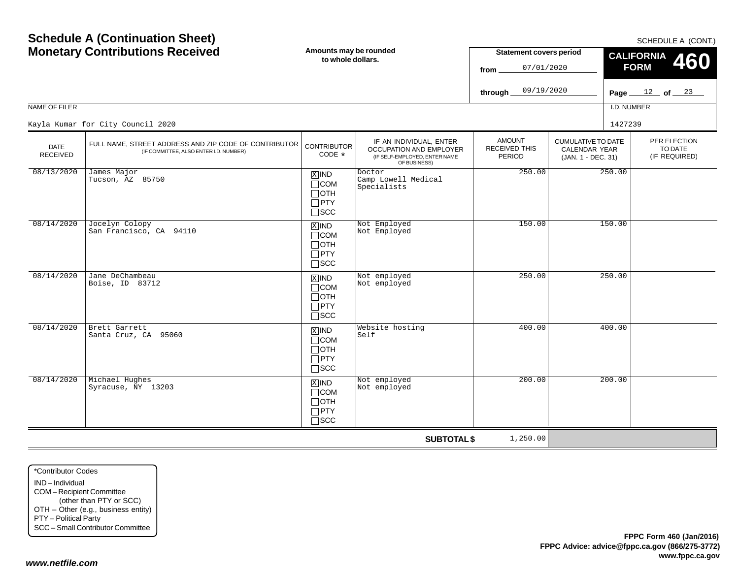# Schedule A (Continuation Sheet)
# Monetary Contributions Received

SCHEDULE A (CONT.)

**Amounts may be rounded to whole dollars.**

**Statement covers period**

from 07/01/2020

through 09/19/2020

**CALIFORNIA FORM 460**

**Page** 12 **of** 23

NAME OF FILER

Kayla Kumar for City Council 2020

I.D. NUMBER

1427239

| DATE RECEIVED | FULL NAME, STREET ADDRESS AND ZIP CODE OF CONTRIBUTOR (IF COMMITTEE, ALSO ENTER I.D. NUMBER) | CONTRIBUTOR CODE * | IF AN INDIVIDUAL, ENTER OCCUPATION AND EMPLOYER (IF SELF-EMPLOYED, ENTER NAME OF BUSINESS) | AMOUNT RECEIVED THIS PERIOD | CUMULATIVE TO DATE CALENDAR YEAR (JAN. 1 - DEC. 31) | PER ELECTION TO DATE (IF REQUIRED) |
|---|---|---|---|---|---|---|
| 08/13/2020 | James Major<br>Tucson, AZ 85750 | [X] IND<br>[ ] COM<br>[ ] OTH<br>[ ] PTY<br>[ ] SCC | Doctor<br>Camp Lowell Medical Specialists | 250.00 | 250.00 | |
| 08/14/2020 | Jocelyn Colopy<br>San Francisco, CA 94110 | [X] IND<br>[ ] COM<br>[ ] OTH<br>[ ] PTY<br>[ ] SCC | Not Employed<br>Not Employed | 150.00 | 150.00 | |
| 08/14/2020 | Jane DeChambeau<br>Boise, ID 83712 | [X] IND<br>[ ] COM<br>[ ] OTH<br>[ ] PTY<br>[ ] SCC | Not employed<br>Not employed | 250.00 | 250.00 | |
| 08/14/2020 | Brett Garrett<br>Santa Cruz, CA 95060 | [X] IND<br>[ ] COM<br>[ ] OTH<br>[ ] PTY<br>[ ] SCC | Website hosting<br>Self | 400.00 | 400.00 | |
| 08/14/2020 | Michael Hughes<br>Syracuse, NY 13203 | [X] IND<br>[ ] COM<br>[ ] OTH<br>[ ] PTY<br>[ ] SCC | Not employed<br>Not employed | 200.00 | 200.00 | |
| | | | **SUBTOTAL $** | 1,250.00 | | |

*Contributor Codes
- IND – Individual
- COM – Recipient Committee (other than PTY or SCC)
- OTH – Other (e.g., business entity)
- PTY – Political Party
- SCC – Small Contributor Committee

**FPPC Form 460 (Jan/2016)**
**FPPC Advice: advice@fppc.ca.gov (866/275-3772)**
**www.fppc.ca.gov**

***www.netfile.com***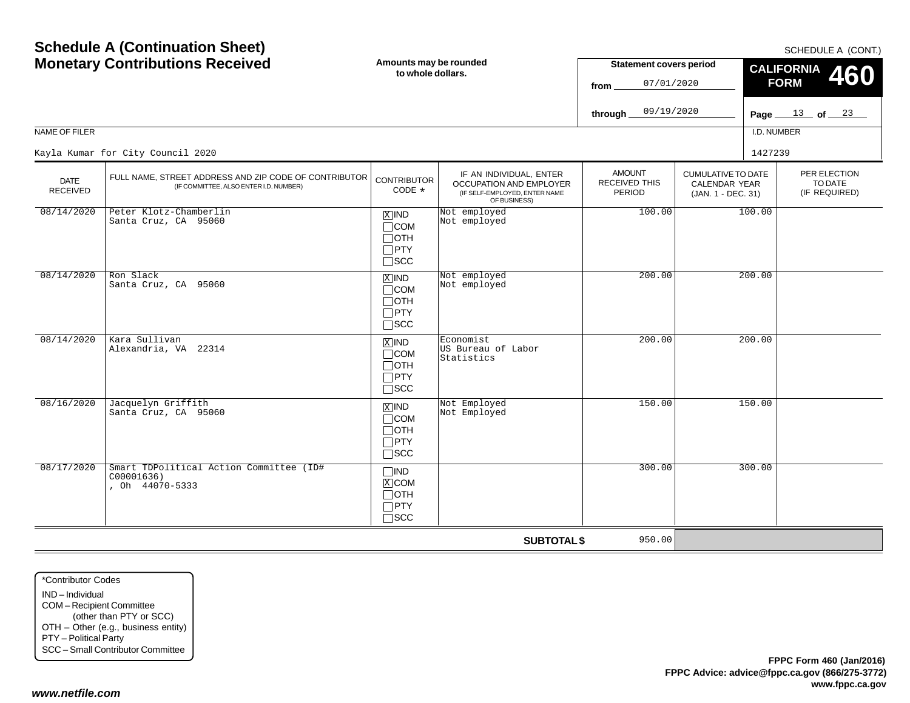# Schedule A (Continuation Sheet)
## Monetary Contributions Received

SCHEDULE A (CONT.)

**Amounts may be rounded to whole dollars.**

**Statement covers period**
from 07/01/2020
through 09/19/2020

**CALIFORNIA FORM 460**

Page 13 of 23

NAME OF FILER: Kayla Kumar for City Council 2020

I.D. NUMBER: 1427239

| DATE RECEIVED | FULL NAME, STREET ADDRESS AND ZIP CODE OF CONTRIBUTOR (IF COMMITTEE, ALSO ENTER I.D. NUMBER) | CONTRIBUTOR CODE * | IF AN INDIVIDUAL, ENTER OCCUPATION AND EMPLOYER (IF SELF-EMPLOYED, ENTER NAME OF BUSINESS) | AMOUNT RECEIVED THIS PERIOD | CUMULATIVE TO DATE CALENDAR YEAR (JAN. 1 - DEC. 31) | PER ELECTION TO DATE (IF REQUIRED) |
|---|---|---|---|---|---|---|
| 08/14/2020 | Peter Klotz-Chamberlin<br>Santa Cruz, CA 95060 | [X] IND<br>[ ] COM<br>[ ] OTH<br>[ ] PTY<br>[ ] SCC | Not employed<br>Not employed | 100.00 | 100.00 | |
| 08/14/2020 | Ron Slack<br>Santa Cruz, CA 95060 | [X] IND<br>[ ] COM<br>[ ] OTH<br>[ ] PTY<br>[ ] SCC | Not employed<br>Not employed | 200.00 | 200.00 | |
| 08/14/2020 | Kara Sullivan<br>Alexandria, VA 22314 | [X] IND<br>[ ] COM<br>[ ] OTH<br>[ ] PTY<br>[ ] SCC | Economist<br>US Bureau of Labor Statistics | 200.00 | 200.00 | |
| 08/16/2020 | Jacquelyn Griffith<br>Santa Cruz, CA 95060 | [X] IND<br>[ ] COM<br>[ ] OTH<br>[ ] PTY<br>[ ] SCC | Not Employed<br>Not Employed | 150.00 | 150.00 | |
| 08/17/2020 | Smart TDPolitical Action Committee (ID# C00001636)<br>, Oh 44070-5333 | [ ] IND<br>[X] COM<br>[ ] OTH<br>[ ] PTY<br>[ ] SCC | | 300.00 | 300.00 | |
| | | | **SUBTOTAL $** | 950.00 | | |

*Contributor Codes
IND – Individual
COM – Recipient Committee (other than PTY or SCC)
OTH – Other (e.g., business entity)
PTY – Political Party
SCC – Small Contributor Committee

**FPPC Form 460 (Jan/2016)**
**FPPC Advice: advice@fppc.ca.gov (866/275-3772)**
**www.fppc.ca.gov**

***www.netfile.com***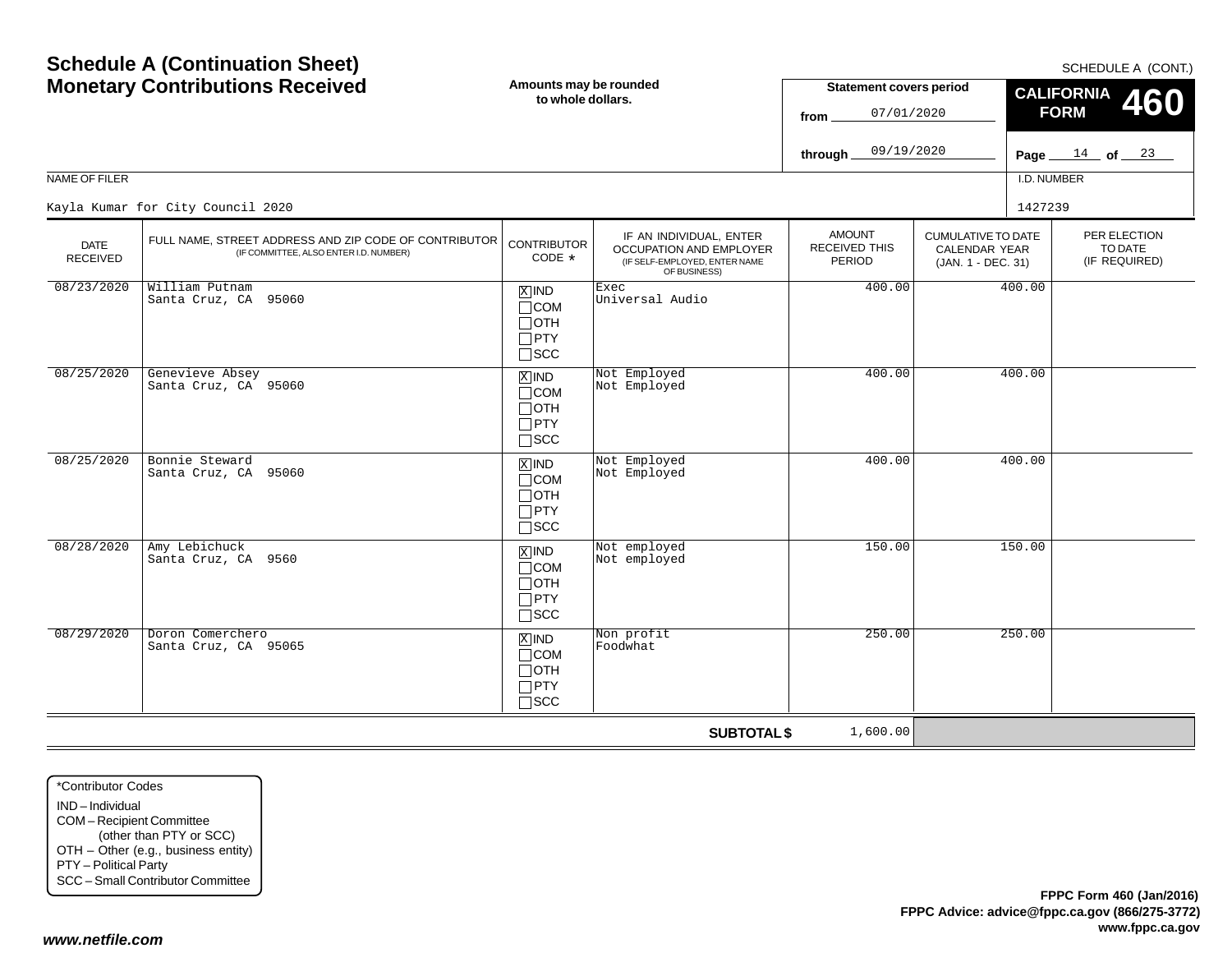# Schedule A (Continuation Sheet)
# Monetary Contributions Received

**Amounts may be rounded to whole dollars.**

SCHEDULE A (CONT.)

**Statement covers period**
from 07/01/2020
through 09/19/2020

**CALIFORNIA FORM 460**

NAME OF FILER: Kayla Kumar for City Council 2020

I.D. NUMBER: 1427239

| DATE RECEIVED | FULL NAME, STREET ADDRESS AND ZIP CODE OF CONTRIBUTOR (IF COMMITTEE, ALSO ENTER I.D. NUMBER) | CONTRIBUTOR CODE * | IF AN INDIVIDUAL, ENTER OCCUPATION AND EMPLOYER (IF SELF-EMPLOYED, ENTER NAME OF BUSINESS) | AMOUNT RECEIVED THIS PERIOD | CUMULATIVE TO DATE CALENDAR YEAR (JAN. 1 - DEC. 31) | PER ELECTION TO DATE (IF REQUIRED) |
|---|---|---|---|---|---|---|
| 08/23/2020 | William Putnam<br>Santa Cruz, CA 95060 | [X] IND<br>[ ] COM<br>[ ] OTH<br>[ ] PTY<br>[ ] SCC | Exec<br>Universal Audio | 400.00 | 400.00 | |
| 08/25/2020 | Genevieve Absey<br>Santa Cruz, CA 95060 | [X] IND<br>[ ] COM<br>[ ] OTH<br>[ ] PTY<br>[ ] SCC | Not Employed<br>Not Employed | 400.00 | 400.00 | |
| 08/25/2020 | Bonnie Steward<br>Santa Cruz, CA 95060 | [X] IND<br>[ ] COM<br>[ ] OTH<br>[ ] PTY<br>[ ] SCC | Not Employed<br>Not Employed | 400.00 | 400.00 | |
| 08/28/2020 | Amy Lebichuck<br>Santa Cruz, CA 9560 | [X] IND<br>[ ] COM<br>[ ] OTH<br>[ ] PTY<br>[ ] SCC | Not employed<br>Not employed | 150.00 | 150.00 | |
| 08/29/2020 | Doron Comerchero<br>Santa Cruz, CA 95065 | [X] IND<br>[ ] COM<br>[ ] OTH<br>[ ] PTY<br>[ ] SCC | Non profit<br>Foodwhat | 250.00 | 250.00 | |
| | | | **SUBTOTAL $** | 1,600.00 | | |

*Contributor Codes
IND – Individual
COM – Recipient Committee (other than PTY or SCC)
OTH – Other (e.g., business entity)
PTY – Political Party
SCC – Small Contributor Committee

**FPPC Form 460 (Jan/2016)**
**FPPC Advice: advice@fppc.ca.gov (866/275-3772)**
**www.fppc.ca.gov**

***www.netfile.com***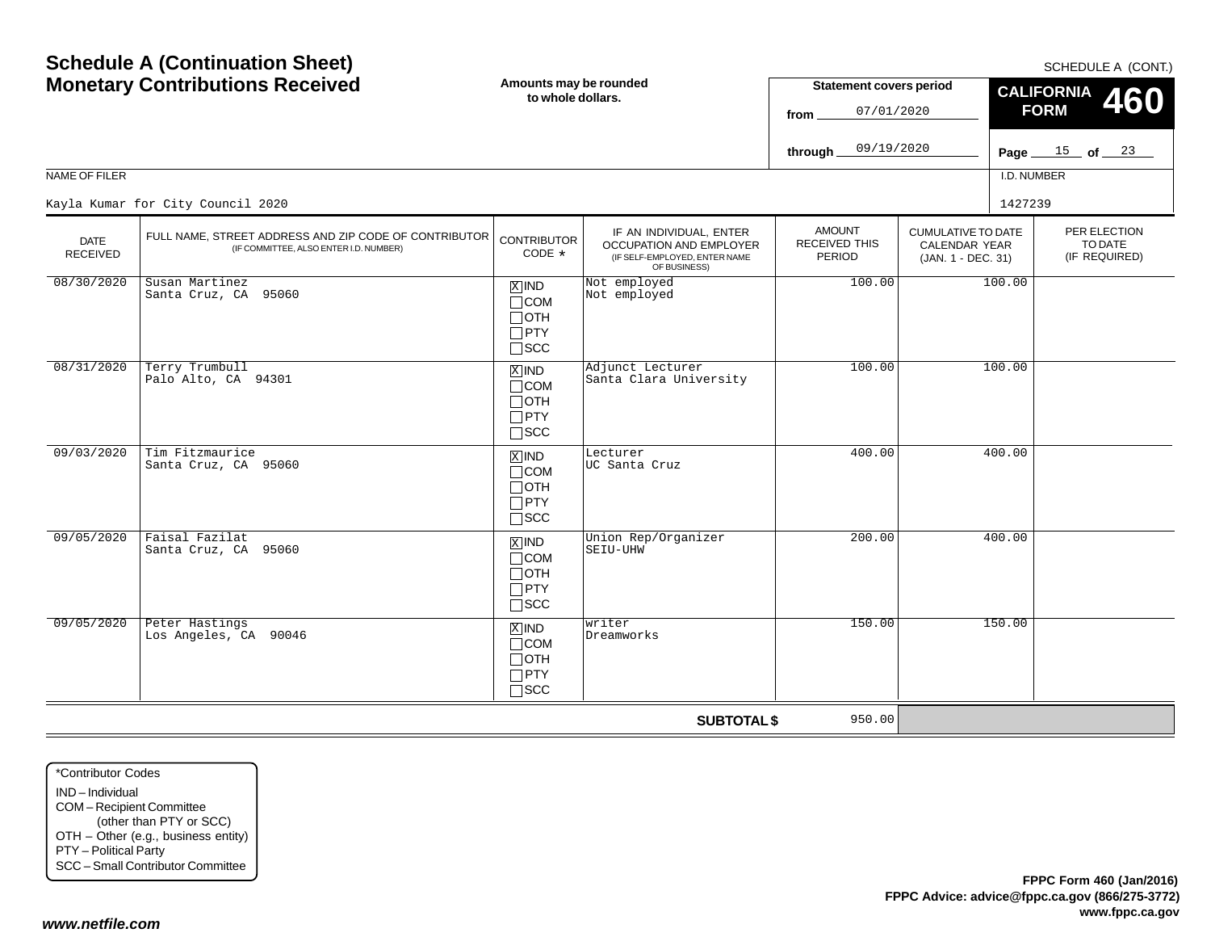# Schedule A (Continuation Sheet)
# Monetary Contributions Received

SCHEDULE A (CONT.)

**Amounts may be rounded to whole dollars.**

**Statement covers period**

from 07/01/2020

through 09/19/2020

**CALIFORNIA FORM 460**

Page 15 of 23

NAME OF FILER: Kayla Kumar for City Council 2020

I.D. NUMBER: 1427239

| DATE RECEIVED | FULL NAME, STREET ADDRESS AND ZIP CODE OF CONTRIBUTOR (IF COMMITTEE, ALSO ENTER I.D. NUMBER) | CONTRIBUTOR CODE * | IF AN INDIVIDUAL, ENTER OCCUPATION AND EMPLOYER (IF SELF-EMPLOYED, ENTER NAME OF BUSINESS) | AMOUNT RECEIVED THIS PERIOD | CUMULATIVE TO DATE CALENDAR YEAR (JAN. 1 - DEC. 31) | PER ELECTION TO DATE (IF REQUIRED) |
|---|---|---|---|---|---|---|
| 08/30/2020 | Susan Martinez<br>Santa Cruz, CA 95060 | [X] IND<br>[ ] COM<br>[ ] OTH<br>[ ] PTY<br>[ ] SCC | Not employed<br>Not employed | 100.00 | 100.00 | |
| 08/31/2020 | Terry Trumbull<br>Palo Alto, CA 94301 | [X] IND<br>[ ] COM<br>[ ] OTH<br>[ ] PTY<br>[ ] SCC | Adjunct Lecturer<br>Santa Clara University | 100.00 | 100.00 | |
| 09/03/2020 | Tim Fitzmaurice<br>Santa Cruz, CA 95060 | [X] IND<br>[ ] COM<br>[ ] OTH<br>[ ] PTY<br>[ ] SCC | Lecturer<br>UC Santa Cruz | 400.00 | 400.00 | |
| 09/05/2020 | Faisal Fazilat<br>Santa Cruz, CA 95060 | [X] IND<br>[ ] COM<br>[ ] OTH<br>[ ] PTY<br>[ ] SCC | Union Rep/Organizer<br>SEIU-UHW | 200.00 | 400.00 | |
| 09/05/2020 | Peter Hastings<br>Los Angeles, CA 90046 | [X] IND<br>[ ] COM<br>[ ] OTH<br>[ ] PTY<br>[ ] SCC | writer<br>Dreamworks | 150.00 | 150.00 | |
| | | | **SUBTOTAL $** | 950.00 | | |

*Contributor Codes
- IND – Individual
- COM – Recipient Committee (other than PTY or SCC)
- OTH – Other (e.g., business entity)
- PTY – Political Party
- SCC – Small Contributor Committee

**FPPC Form 460 (Jan/2016)**
**FPPC Advice: advice@fppc.ca.gov (866/275-3772)**
**www.fppc.ca.gov**

***www.netfile.com***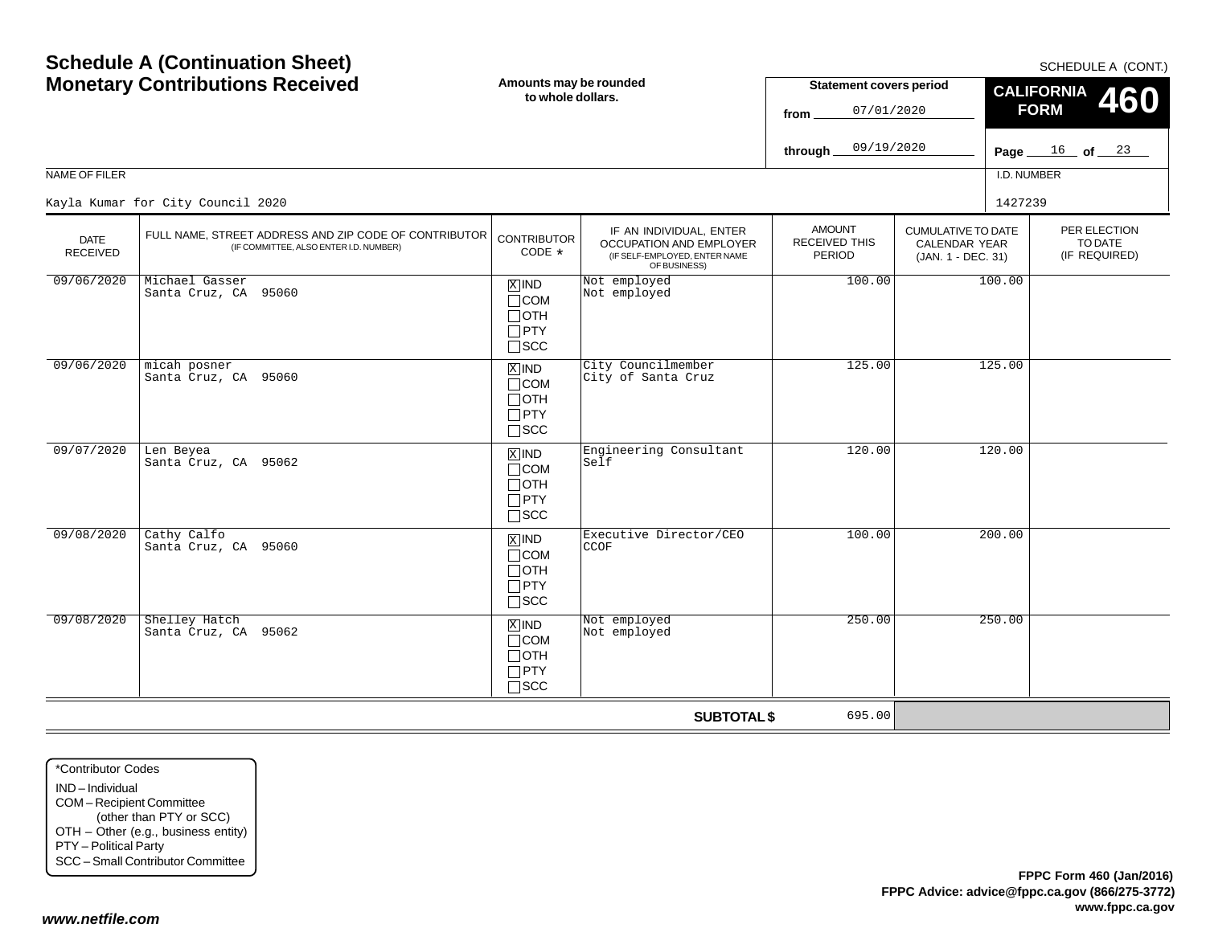# Schedule A (Continuation Sheet)
# Monetary Contributions Received

SCHEDULE A (CONT.)

**Amounts may be rounded to whole dollars.**

**Statement covers period**
from 07/01/2020
through 09/19/2020

**CALIFORNIA FORM 460**

NAME OF FILER: Kayla Kumar for City Council 2020

I.D. NUMBER: 1427239

| DATE RECEIVED | FULL NAME, STREET ADDRESS AND ZIP CODE OF CONTRIBUTOR (IF COMMITTEE, ALSO ENTER I.D. NUMBER) | CONTRIBUTOR CODE * | IF AN INDIVIDUAL, ENTER OCCUPATION AND EMPLOYER (IF SELF-EMPLOYED, ENTER NAME OF BUSINESS) | AMOUNT RECEIVED THIS PERIOD | CUMULATIVE TO DATE CALENDAR YEAR (JAN. 1 - DEC. 31) | PER ELECTION TO DATE (IF REQUIRED) |
|---|---|---|---|---|---|---|
| 09/06/2020 | Michael Gasser<br>Santa Cruz, CA 95060 | [X] IND | Not employed<br>Not employed | 100.00 | 100.00 | |
| 09/06/2020 | micah posner<br>Santa Cruz, CA 95060 | [X] IND | City Councilmember<br>City of Santa Cruz | 125.00 | 125.00 | |
| 09/07/2020 | Len Beyea<br>Santa Cruz, CA 95062 | [X] IND | Engineering Consultant<br>Self | 120.00 | 120.00 | |
| 09/08/2020 | Cathy Calfo<br>Santa Cruz, CA 95060 | [X] IND | Executive Director/CEO<br>CCOF | 100.00 | 200.00 | |
| 09/08/2020 | Shelley Hatch<br>Santa Cruz, CA 95062 | [X] IND | Not employed<br>Not employed | 250.00 | 250.00 | |
| | | | **SUBTOTAL $** | 695.00 | | |

*Contributor Codes
- IND – Individual
- COM – Recipient Committee (other than PTY or SCC)
- OTH – Other (e.g., business entity)
- PTY – Political Party
- SCC – Small Contributor Committee

**FPPC Form 460 (Jan/2016)**
**FPPC Advice: advice@fppc.ca.gov (866/275-3772)**
**www.fppc.ca.gov**

***www.netfile.com***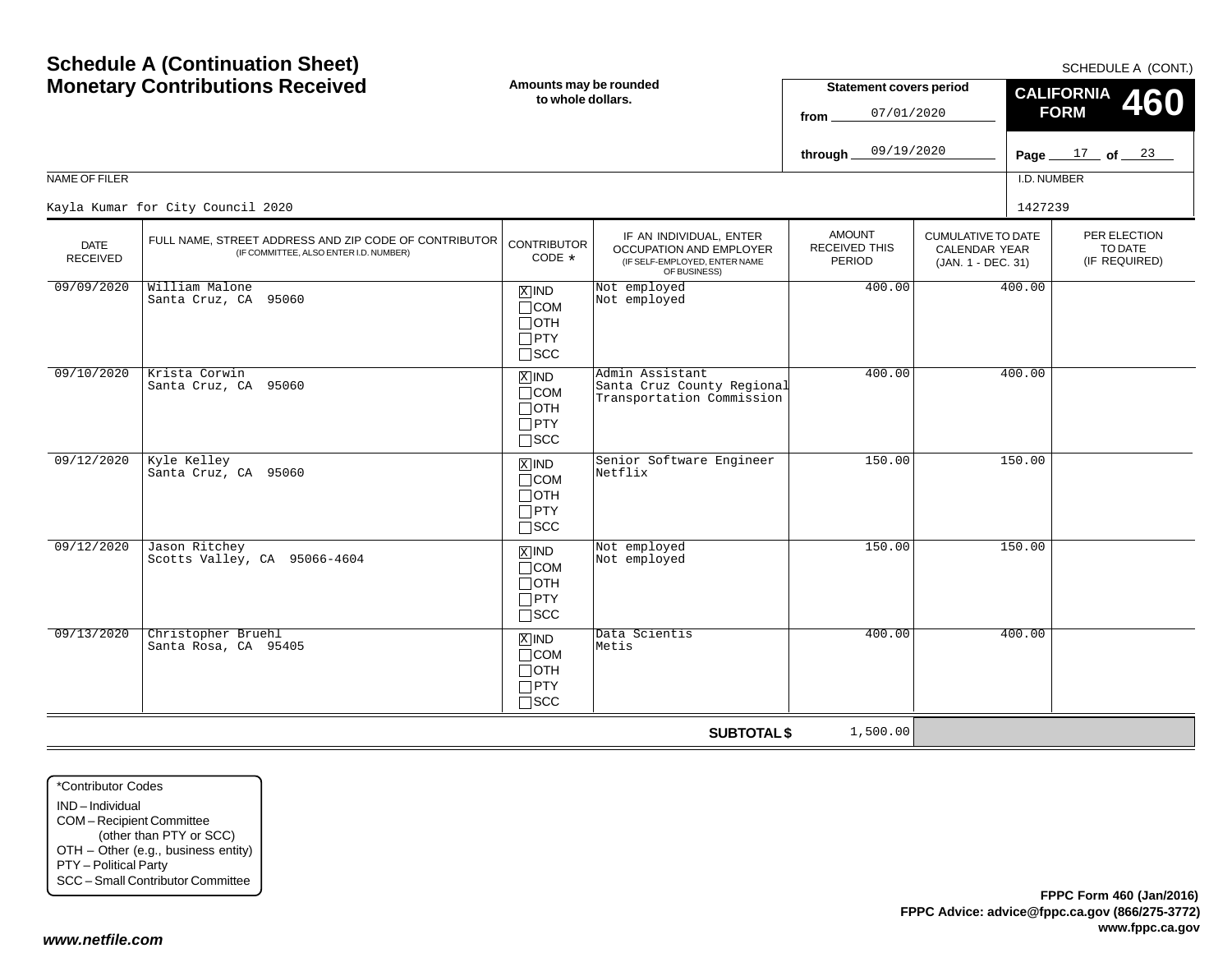# Schedule A (Continuation Sheet)
# Monetary Contributions Received

SCHEDULE A (CONT.)

**Amounts may be rounded to whole dollars.**

**Statement covers period**

from 07/01/2020

through 09/19/2020

**CALIFORNIA FORM 460**

NAME OF FILER

Kayla Kumar for City Council 2020

I.D. NUMBER

1427239

| DATE RECEIVED | FULL NAME, STREET ADDRESS AND ZIP CODE OF CONTRIBUTOR (IF COMMITTEE, ALSO ENTER I.D. NUMBER) | CONTRIBUTOR CODE * | IF AN INDIVIDUAL, ENTER OCCUPATION AND EMPLOYER (IF SELF-EMPLOYED, ENTER NAME OF BUSINESS) | AMOUNT RECEIVED THIS PERIOD | CUMULATIVE TO DATE CALENDAR YEAR (JAN. 1 - DEC. 31) | PER ELECTION TO DATE (IF REQUIRED) |
|---|---|---|---|---|---|---|
| 09/09/2020 | William Malone<br>Santa Cruz, CA 95060 | [X] IND<br>[ ] COM<br>[ ] OTH<br>[ ] PTY<br>[ ] SCC | Not employed<br>Not employed | 400.00 | 400.00 | |
| 09/10/2020 | Krista Corwin<br>Santa Cruz, CA 95060 | [X] IND<br>[ ] COM<br>[ ] OTH<br>[ ] PTY<br>[ ] SCC | Admin Assistant<br>Santa Cruz County Regional Transportation Commission | 400.00 | 400.00 | |
| 09/12/2020 | Kyle Kelley<br>Santa Cruz, CA 95060 | [X] IND<br>[ ] COM<br>[ ] OTH<br>[ ] PTY<br>[ ] SCC | Senior Software Engineer<br>Netflix | 150.00 | 150.00 | |
| 09/12/2020 | Jason Ritchey<br>Scotts Valley, CA 95066-4604 | [X] IND<br>[ ] COM<br>[ ] OTH<br>[ ] PTY<br>[ ] SCC | Not employed<br>Not employed | 150.00 | 150.00 | |
| 09/13/2020 | Christopher Bruehl<br>Santa Rosa, CA 95405 | [X] IND<br>[ ] COM<br>[ ] OTH<br>[ ] PTY<br>[ ] SCC | Data Scientis<br>Metis | 400.00 | 400.00 | |
| | | | **SUBTOTAL $** | 1,500.00 | | |

*Contributor Codes
- IND – Individual
- COM – Recipient Committee (other than PTY or SCC)
- OTH – Other (e.g., business entity)
- PTY – Political Party
- SCC – Small Contributor Committee

**FPPC Form 460 (Jan/2016)**
**FPPC Advice: advice@fppc.ca.gov (866/275-3772)**
**www.fppc.ca.gov**

***www.netfile.com***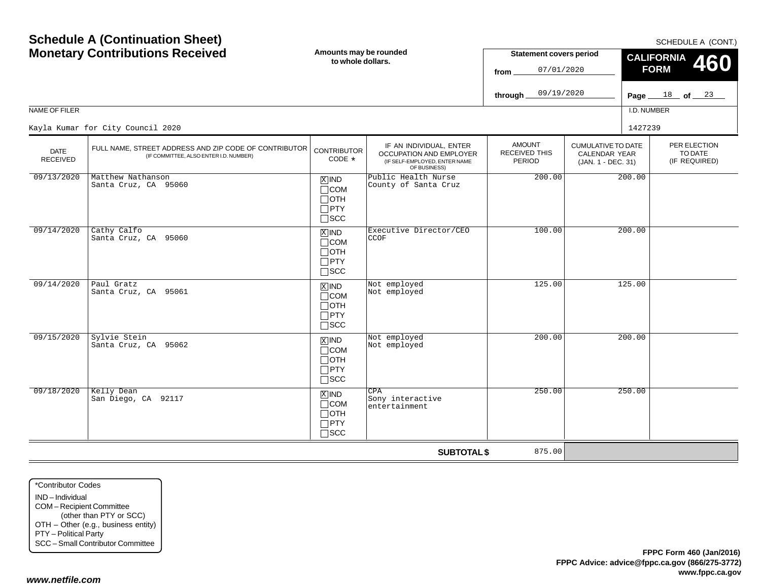# Schedule A (Continuation Sheet)
# Monetary Contributions Received

**Amounts may be rounded to whole dollars.**

SCHEDULE A (CONT.)

**CALIFORNIA FORM 460**

**Statement covers period**
from 07/01/2020
through 09/19/2020

NAME OF FILER: Kayla Kumar for City Council 2020

I.D. NUMBER: 1427239

| DATE RECEIVED | FULL NAME, STREET ADDRESS AND ZIP CODE OF CONTRIBUTOR (IF COMMITTEE, ALSO ENTER I.D. NUMBER) | CONTRIBUTOR CODE * | IF AN INDIVIDUAL, ENTER OCCUPATION AND EMPLOYER (IF SELF-EMPLOYED, ENTER NAME OF BUSINESS) | AMOUNT RECEIVED THIS PERIOD | CUMULATIVE TO DATE CALENDAR YEAR (JAN. 1 - DEC. 31) | PER ELECTION TO DATE (IF REQUIRED) |
|---|---|---|---|---|---|---|
| 09/13/2020 | Matthew Nathanson<br>Santa Cruz, CA 95060 | [X] IND [ ] COM [ ] OTH [ ] PTY [ ] SCC | Public Health Nurse<br>County of Santa Cruz | 200.00 | 200.00 | |
| 09/14/2020 | Cathy Calfo<br>Santa Cruz, CA 95060 | [X] IND [ ] COM [ ] OTH [ ] PTY [ ] SCC | Executive Director/CEO<br>CCOF | 100.00 | 200.00 | |
| 09/14/2020 | Paul Gratz<br>Santa Cruz, CA 95061 | [X] IND [ ] COM [ ] OTH [ ] PTY [ ] SCC | Not employed<br>Not employed | 125.00 | 125.00 | |
| 09/15/2020 | Sylvie Stein<br>Santa Cruz, CA 95062 | [X] IND [ ] COM [ ] OTH [ ] PTY [ ] SCC | Not employed<br>Not employed | 200.00 | 200.00 | |
| 09/18/2020 | Kelly Dean<br>San Diego, CA 92117 | [X] IND [ ] COM [ ] OTH [ ] PTY [ ] SCC | CPA<br>Sony interactive entertainment | 250.00 | 250.00 | |
| | | | **SUBTOTAL $** | 875.00 | | |

*Contributor Codes
- IND – Individual
- COM – Recipient Committee (other than PTY or SCC)
- OTH – Other (e.g., business entity)
- PTY – Political Party
- SCC – Small Contributor Committee

**FPPC Form 460 (Jan/2016)**
**FPPC Advice: advice@fppc.ca.gov (866/275-3772)**
**www.fppc.ca.gov**

***www.netfile.com***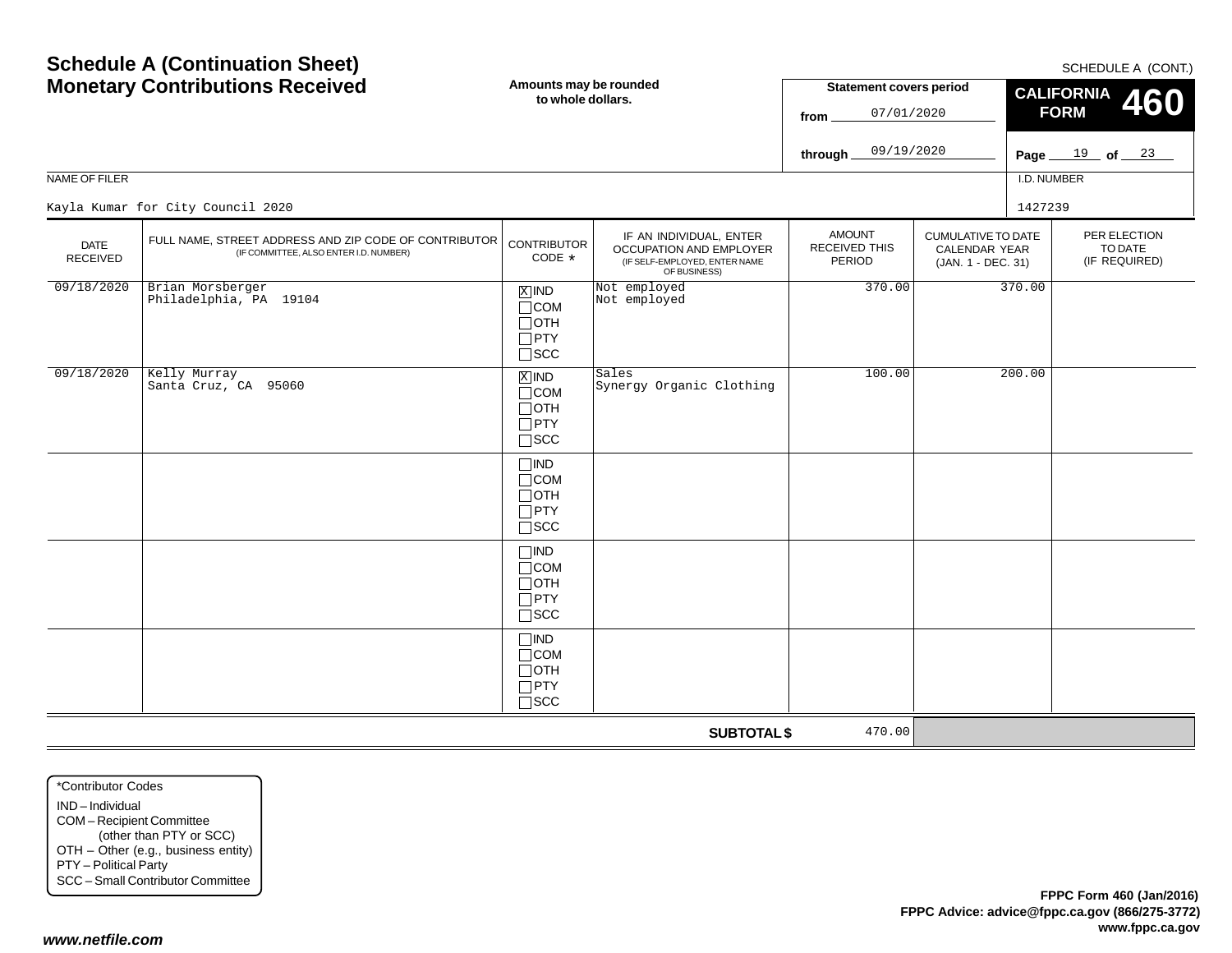# Schedule A (Continuation Sheet)
## Monetary Contributions Received

SCHEDULE A (CONT.)

**Amounts may be rounded to whole dollars.**

**Statement covers period**
from 07/01/2020
through 09/19/2020

**CALIFORNIA FORM 460**

Page 19 of 23

NAME OF FILER: Kayla Kumar for City Council 2020

I.D. NUMBER: 1427239

| DATE RECEIVED | FULL NAME, STREET ADDRESS AND ZIP CODE OF CONTRIBUTOR (IF COMMITTEE, ALSO ENTER I.D. NUMBER) | CONTRIBUTOR CODE * | IF AN INDIVIDUAL, ENTER OCCUPATION AND EMPLOYER (IF SELF-EMPLOYED, ENTER NAME OF BUSINESS) | AMOUNT RECEIVED THIS PERIOD | CUMULATIVE TO DATE CALENDAR YEAR (JAN. 1 - DEC. 31) | PER ELECTION TO DATE (IF REQUIRED) |
|---|---|---|---|---|---|---|
| 09/18/2020 | Brian Morsberger<br>Philadelphia, PA 19104 | [X] IND<br>[ ] COM<br>[ ] OTH<br>[ ] PTY<br>[ ] SCC | Not employed<br>Not employed | 370.00 | 370.00 | |
| 09/18/2020 | Kelly Murray<br>Santa Cruz, CA 95060 | [X] IND<br>[ ] COM<br>[ ] OTH<br>[ ] PTY<br>[ ] SCC | Sales<br>Synergy Organic Clothing | 100.00 | 200.00 | |
| | | [ ] IND<br>[ ] COM<br>[ ] OTH<br>[ ] PTY<br>[ ] SCC | | | | |
| | | [ ] IND<br>[ ] COM<br>[ ] OTH<br>[ ] PTY<br>[ ] SCC | | | | |
| | | [ ] IND<br>[ ] COM<br>[ ] OTH<br>[ ] PTY<br>[ ] SCC | | | | |
| | | | **SUBTOTAL $** | 470.00 | | |

*Contributor Codes
IND – Individual
COM – Recipient Committee (other than PTY or SCC)
OTH – Other (e.g., business entity)
PTY – Political Party
SCC – Small Contributor Committee

**FPPC Form 460 (Jan/2016)**
**FPPC Advice: advice@fppc.ca.gov (866/275-3772)**
**www.fppc.ca.gov**

*www.netfile.com*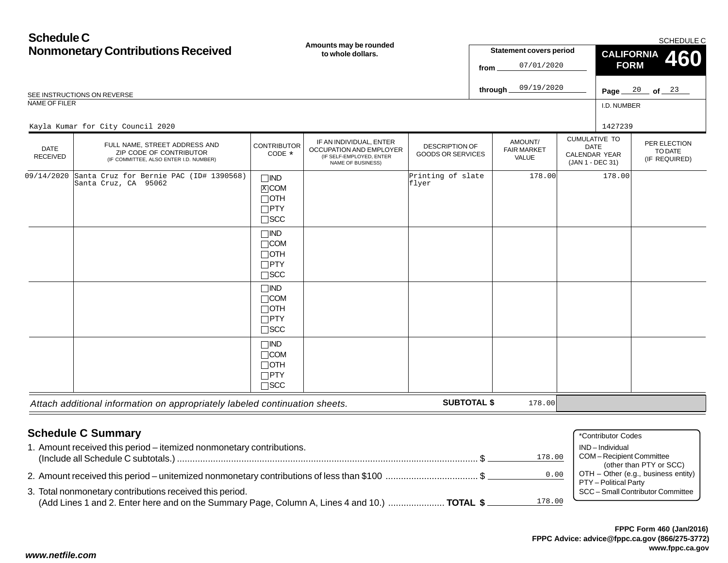# Schedule C
## Nonmonetary Contributions Received

**Amounts may be rounded to whole dollars.**

SCHEDULE C

**Statement covers period**
from 07/01/2020
through 09/19/2020

**CALIFORNIA FORM 460**

Page 20 of 23

SEE INSTRUCTIONS ON REVERSE

NAME OF FILER: Kayla Kumar for City Council 2020

I.D. NUMBER: 1427239

| DATE RECEIVED | FULL NAME, STREET ADDRESS AND ZIP CODE OF CONTRIBUTOR (IF COMMITTEE, ALSO ENTER I.D. NUMBER) | CONTRIBUTOR CODE * | IF AN INDIVIDUAL, ENTER OCCUPATION AND EMPLOYER (IF SELF-EMPLOYED, ENTER NAME OF BUSINESS) | DESCRIPTION OF GOODS OR SERVICES | AMOUNT/ FAIR MARKET VALUE | CUMULATIVE TO DATE CALENDAR YEAR (JAN 1 - DEC 31) | PER ELECTION TO DATE (IF REQUIRED) |
|---|---|---|---|---|---|---|---|
| 09/14/2020 | Santa Cruz for Bernie PAC (ID# 1390568) Santa Cruz, CA 95062 | ☐IND ☒COM ☐OTH ☐PTY ☐SCC | | Printing of slate flyer | 178.00 | 178.00 | |
| | | ☐IND ☐COM ☐OTH ☐PTY ☐SCC | | | | | |
| | | ☐IND ☐COM ☐OTH ☐PTY ☐SCC | | | | | |
| | | ☐IND ☐COM ☐OTH ☐PTY ☐SCC | | | | | |

*Attach additional information on appropriately labeled continuation sheets.*

**SUBTOTAL $** 178.00

## Schedule C Summary

1. Amount received this period – itemized nonmonetary contributions. (Include all Schedule C subtotals.) ........ $ 178.00
2. Amount received this period – unitemized nonmonetary contributions of less than $100 ........ $ 0.00
3. Total nonmonetary contributions received this period. (Add Lines 1 and 2. Enter here and on the Summary Page, Column A, Lines 4 and 10.) ........ **TOTAL $** 178.00

*Contributor Codes
- IND – Individual
- COM – Recipient Committee (other than PTY or SCC)
- OTH – Other (e.g., business entity)
- PTY – Political Party
- SCC – Small Contributor Committee

**FPPC Form 460 (Jan/2016)**
**FPPC Advice: advice@fppc.ca.gov (866/275-3772)**
**www.fppc.ca.gov**

***www.netfile.com***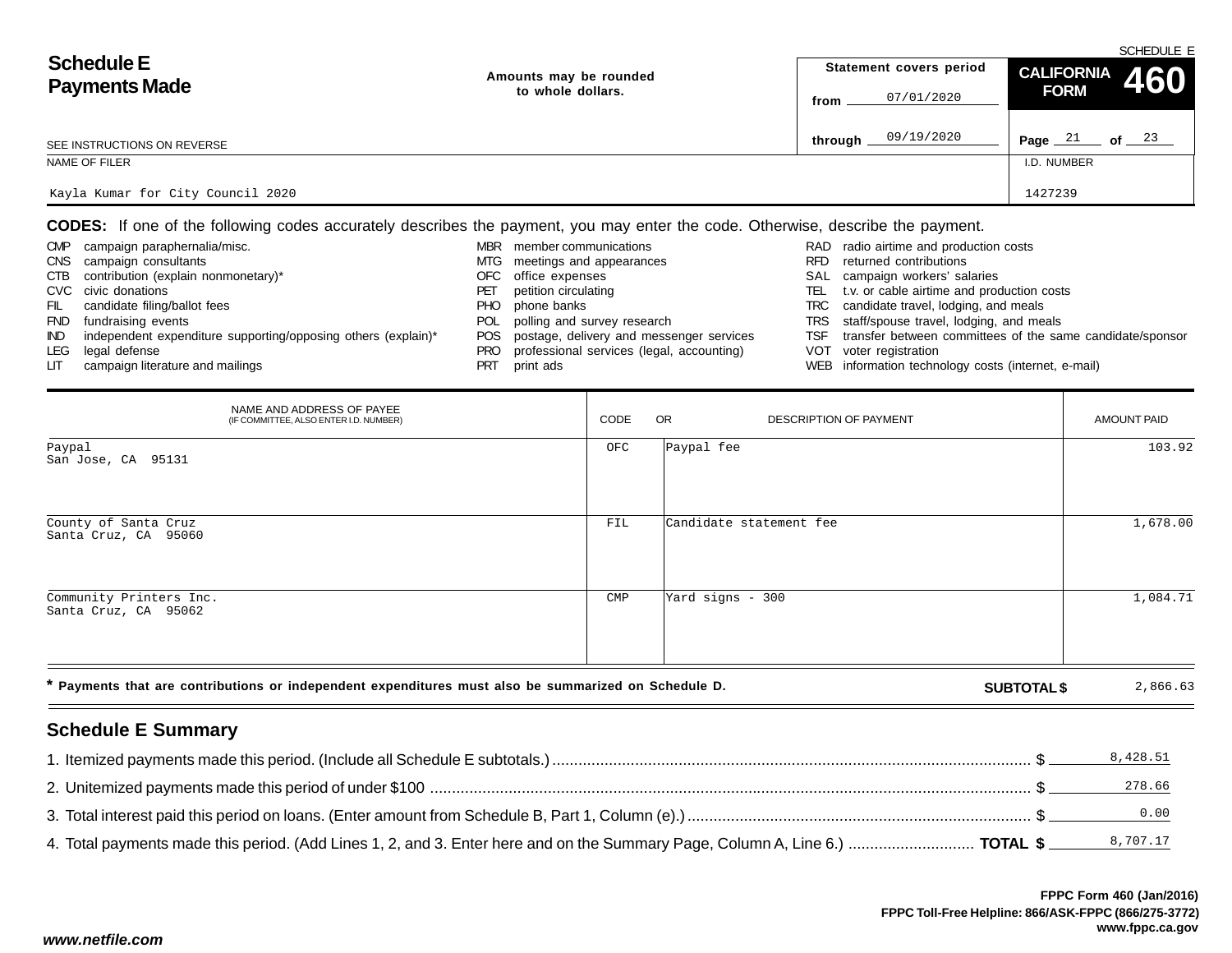# Schedule E
# Payments Made

Amounts may be rounded to whole dollars.

SCHEDULE E

**CALIFORNIA FORM 460**

Statement covers period from 07/01/2020 through 09/19/2020

SEE INSTRUCTIONS ON REVERSE

NAME OF FILER: Kayla Kumar for City Council 2020

I.D. NUMBER: 1427239

**CODES:** If one of the following codes accurately describes the payment, you may enter the code. Otherwise, describe the payment.

- CMP campaign paraphernalia/misc.
- CNS campaign consultants
- CTB contribution (explain nonmonetary)*
- CVC civic donations
- FIL candidate filing/ballot fees
- FND fundraising events
- IND independent expenditure supporting/opposing others (explain)*
- LEG legal defense
- LIT campaign literature and mailings
- MBR member communications
- MTG meetings and appearances
- OFC office expenses
- PET petition circulating
- PHO phone banks
- POL polling and survey research
- POS postage, delivery and messenger services
- PRO professional services (legal, accounting)
- PRT print ads
- RAD radio airtime and production costs
- RFD returned contributions
- SAL campaign workers' salaries
- TEL t.v. or cable airtime and production costs
- TRC candidate travel, lodging, and meals
- TRS staff/spouse travel, lodging, and meals
- TSF transfer between committees of the same candidate/sponsor
- VOT voter registration
- WEB information technology costs (internet, e-mail)

| NAME AND ADDRESS OF PAYEE (IF COMMITTEE, ALSO ENTER I.D. NUMBER) | CODE | OR DESCRIPTION OF PAYMENT | AMOUNT PAID |
|---|---|---|---|
| Paypal<br>San Jose, CA 95131 | OFC | Paypal fee | 103.92 |
| County of Santa Cruz<br>Santa Cruz, CA 95060 | FIL | Candidate statement fee | 1,678.00 |
| Community Printers Inc.<br>Santa Cruz, CA 95062 | CMP | Yard signs - 300 | 1,084.71 |

**\* Payments that are contributions or independent expenditures must also be summarized on Schedule D.** **SUBTOTAL $** 2,866.63

## Schedule E Summary

1. Itemized payments made this period. (Include all Schedule E subtotals.) $ 8,428.51
2. Unitemized payments made this period of under $100 $ 278.66
3. Total interest paid this period on loans. (Enter amount from Schedule B, Part 1, Column (e).) $ 0.00
4. Total payments made this period. (Add Lines 1, 2, and 3. Enter here and on the Summary Page, Column A, Line 6.) **TOTAL $** 8,707.17

FPPC Form 460 (Jan/2016)
FPPC Toll-Free Helpline: 866/ASK-FPPC (866/275-3772)
www.fppc.ca.gov

*www.netfile.com*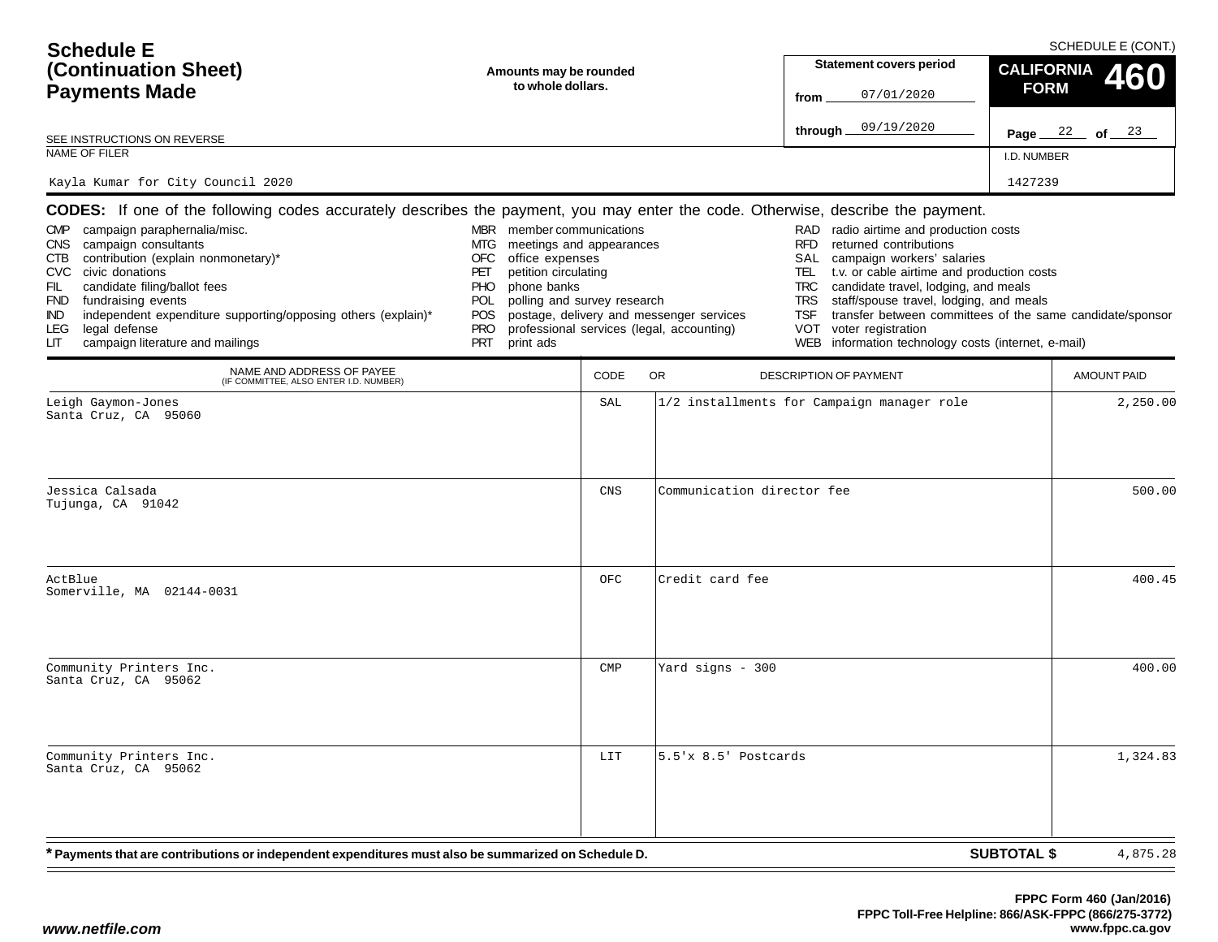# Schedule E (Continuation Sheet) Payments Made

SCHEDULE E (CONT.)

Amounts may be rounded to whole dollars.

SEE INSTRUCTIONS ON REVERSE

| Statement covers period | |
|---|---|
| from | 07/01/2020 |
| through | 09/19/2020 |

**CALIFORNIA FORM 460**

Page 22 of 23

| NAME OF FILER | I.D. NUMBER |
|---|---|
| Kayla Kumar for City Council 2020 | 1427239 |

**CODES:** If one of the following codes accurately describes the payment, you may enter the code. Otherwise, describe the payment.

- CMP campaign paraphernalia/misc.
- CNS campaign consultants
- CTB contribution (explain nonmonetary)*
- CVC civic donations
- FIL candidate filing/ballot fees
- FND fundraising events
- IND independent expenditure supporting/opposing others (explain)*
- LEG legal defense
- LIT campaign literature and mailings
- MBR member communications
- MTG meetings and appearances
- OFC office expenses
- PET petition circulating
- PHO phone banks
- POL polling and survey research
- POS postage, delivery and messenger services
- PRO professional services (legal, accounting)
- PRT print ads
- RAD radio airtime and production costs
- RFD returned contributions
- SAL campaign workers' salaries
- TEL t.v. or cable airtime and production costs
- TRC candidate travel, lodging, and meals
- TRS staff/spouse travel, lodging, and meals
- TSF transfer between committees of the same candidate/sponsor
- VOT voter registration
- WEB information technology costs (internet, e-mail)

| NAME AND ADDRESS OF PAYEE (IF COMMITTEE, ALSO ENTER I.D. NUMBER) | CODE | OR DESCRIPTION OF PAYMENT | AMOUNT PAID |
|---|---|---|---|
| Leigh Gaymon-Jones<br>Santa Cruz, CA 95060 | SAL | 1/2 installments for Campaign manager role | 2,250.00 |
| Jessica Calsada<br>Tujunga, CA 91042 | CNS | Communication director fee | 500.00 |
| ActBlue<br>Somerville, MA 02144-0031 | OFC | Credit card fee | 400.45 |
| Community Printers Inc.<br>Santa Cruz, CA 95062 | CMP | Yard signs - 300 | 400.00 |
| Community Printers Inc.<br>Santa Cruz, CA 95062 | LIT | 5.5'x 8.5' Postcards | 1,324.83 |

**\* Payments that are contributions or independent expenditures must also be summarized on Schedule D.**

**SUBTOTAL $** 4,875.28

**FPPC Form 460 (Jan/2016)**
**FPPC Toll-Free Helpline: 866/ASK-FPPC (866/275-3772)**
**www.fppc.ca.gov**

*www.netfile.com*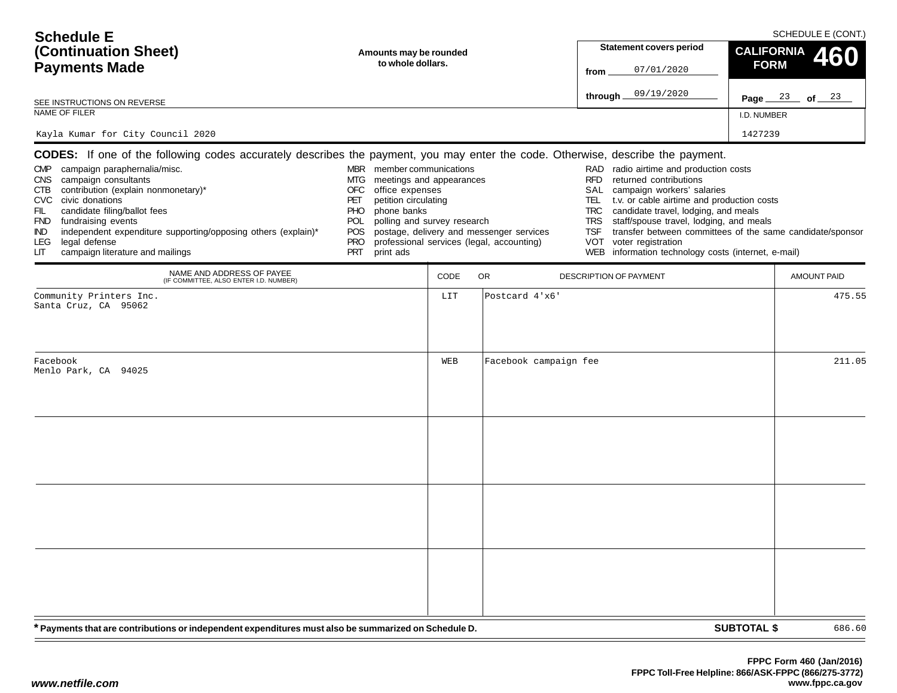# Schedule E (Continuation Sheet) Payments Made

SCHEDULE E (CONT.)

**Amounts may be rounded to whole dollars.**

**Statement covers period**

from 07/01/2020

through 09/19/2020

**CALIFORNIA FORM 460**

Page 23 of 23

SEE INSTRUCTIONS ON REVERSE

NAME OF FILER: Kayla Kumar for City Council 2020

I.D. NUMBER: 1427239

**CODES:** If one of the following codes accurately describes the payment, you may enter the code. Otherwise, describe the payment.

- CMP campaign paraphernalia/misc.
- CNS campaign consultants
- CTB contribution (explain nonmonetary)*
- CVC civic donations
- FIL candidate filing/ballot fees
- FND fundraising events
- IND independent expenditure supporting/opposing others (explain)*
- LEG legal defense
- LIT campaign literature and mailings
- MBR member communications
- MTG meetings and appearances
- OFC office expenses
- PET petition circulating
- PHO phone banks
- POL polling and survey research
- POS postage, delivery and messenger services
- PRO professional services (legal, accounting)
- PRT print ads
- RAD radio airtime and production costs
- RFD returned contributions
- SAL campaign workers' salaries
- TEL t.v. or cable airtime and production costs
- TRC candidate travel, lodging, and meals
- TRS staff/spouse travel, lodging, and meals
- TSF transfer between committees of the same candidate/sponsor
- VOT voter registration
- WEB information technology costs (internet, e-mail)

| NAME AND ADDRESS OF PAYEE (IF COMMITTEE, ALSO ENTER I.D. NUMBER) | CODE | OR DESCRIPTION OF PAYMENT | AMOUNT PAID |
|---|---|---|---|
| Community Printers Inc.<br>Santa Cruz, CA 95062 | LIT | Postcard 4'x6' | 475.55 |
| Facebook<br>Menlo Park, CA 94025 | WEB | Facebook campaign fee | 211.05 |
| | | | |
| | | | |
| | | | |

\* Payments that are contributions or independent expenditures must also be summarized on Schedule D.

**SUBTOTAL $** 686.60

FPPC Form 460 (Jan/2016)
FPPC Toll-Free Helpline: 866/ASK-FPPC (866/275-3772)
www.fppc.ca.gov

www.netfile.com